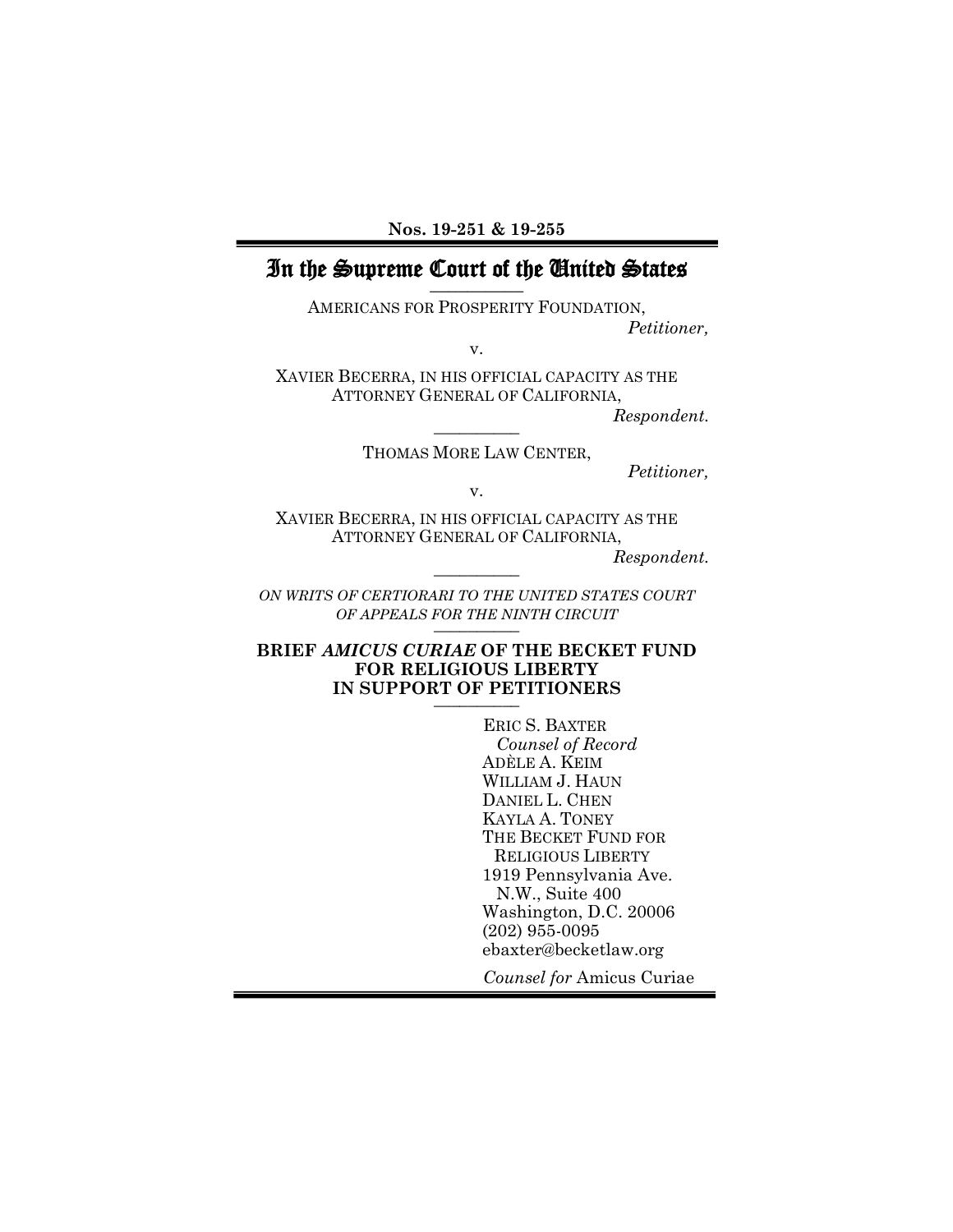**Nos. 19-251 & 19-255**

# In the Supreme Court of the United States

AMERICANS FOR PROSPERITY FOUNDATION,

*Petitioner,*

v.

XAVIER BECERRA, IN HIS OFFICIAL CAPACITY AS THE ATTORNEY GENERAL OF CALIFORNIA,

*Respondent.*

THOMAS MORE LAW CENTER,

*Petitioner,*

v.

XAVIER BECERRA, IN HIS OFFICIAL CAPACITY AS THE ATTORNEY GENERAL OF CALIFORNIA,

*Respondent.*

*ON WRITS OF CERTIORARI TO THE UNITED STATES COURT OF APPEALS FOR THE NINTH CIRCUIT*

**BRIEF *AMICUS CURIAE* OF THE BECKET FUND FOR RELIGIOUS LIBERTY IN SUPPORT OF PETITIONERS**

ERIC S. BAXTER
*Counsel of Record*
ADÈLE A. KEIM
WILLIAM J. HAUN
DANIEL L. CHEN
KAYLA A. TONEY
THE BECKET FUND FOR RELIGIOUS LIBERTY
1919 Pennsylvania Ave. N.W., Suite 400
Washington, D.C. 20006
(202) 955-0095
ebaxter@becketlaw.org

*Counsel for* Amicus Curiae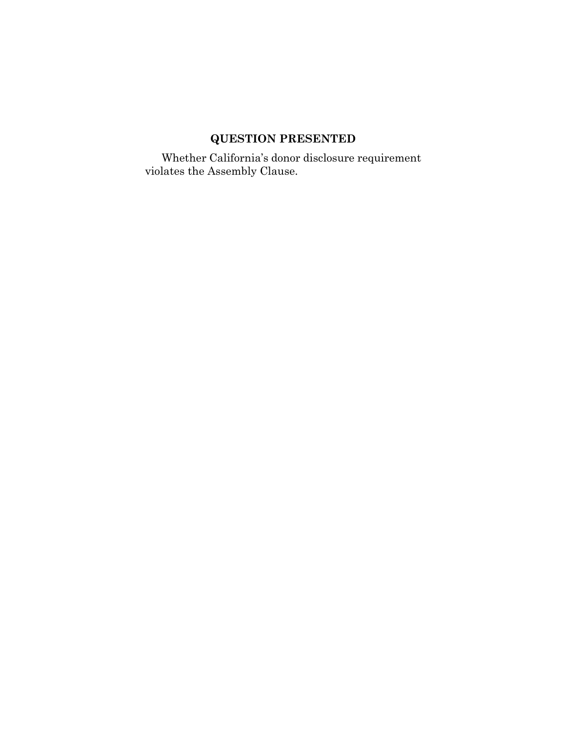## QUESTION PRESENTED

Whether California's donor disclosure requirement violates the Assembly Clause.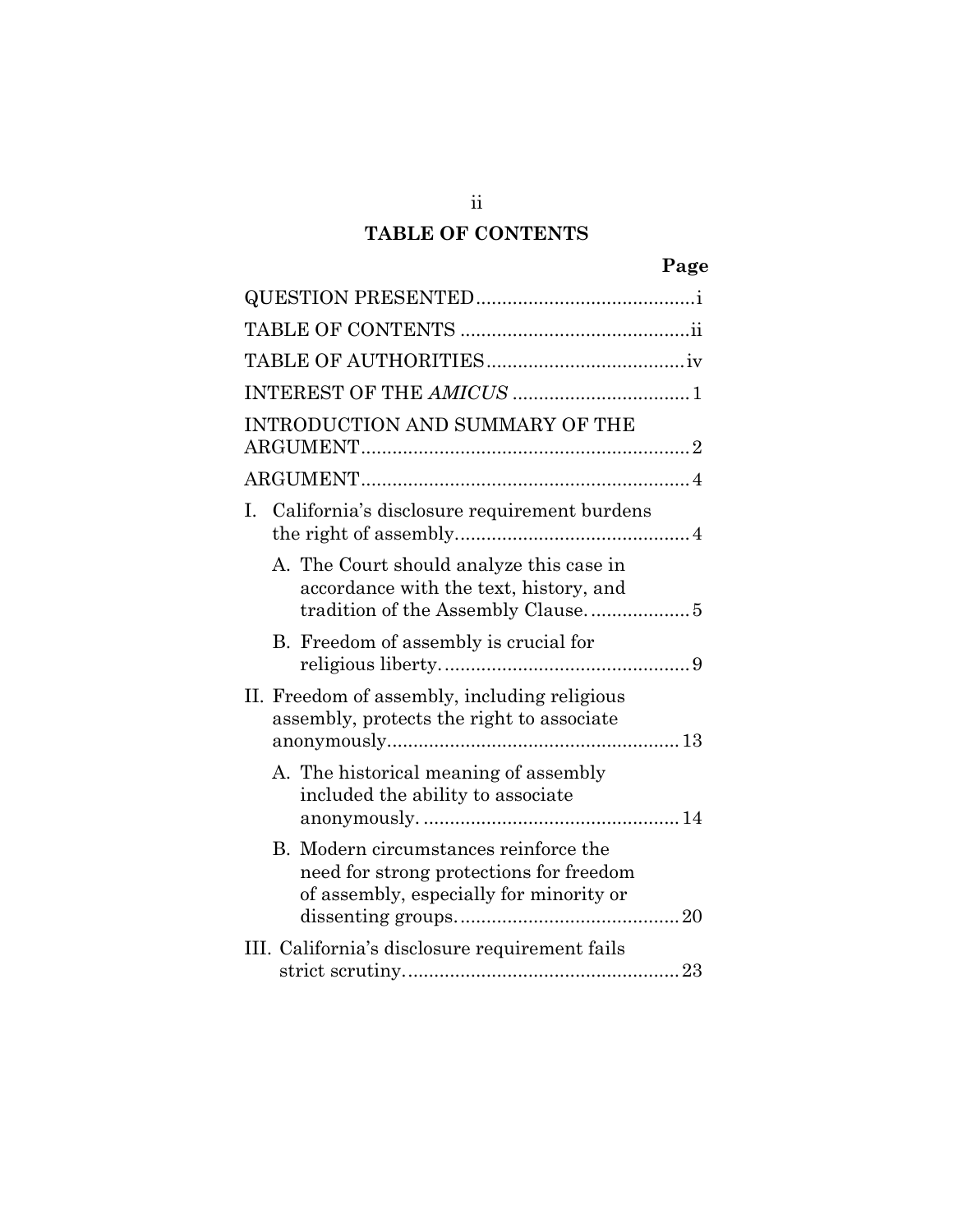# TABLE OF CONTENTS

| | Page |
|---|---|
| QUESTION PRESENTED | i |
| TABLE OF CONTENTS | ii |
| TABLE OF AUTHORITIES | iv |
| INTEREST OF THE *AMICUS* | 1 |
| INTRODUCTION AND SUMMARY OF THE ARGUMENT | 2 |
| ARGUMENT | 4 |
| I. California's disclosure requirement burdens the right of assembly | 4 |
| A. The Court should analyze this case in accordance with the text, history, and tradition of the Assembly Clause. | 5 |
| B. Freedom of assembly is crucial for religious liberty. | 9 |
| II. Freedom of assembly, including religious assembly, protects the right to associate anonymously | 13 |
| A. The historical meaning of assembly included the ability to associate anonymously. | 14 |
| B. Modern circumstances reinforce the need for strong protections for freedom of assembly, especially for minority or dissenting groups. | 20 |
| III. California's disclosure requirement fails strict scrutiny. | 23 |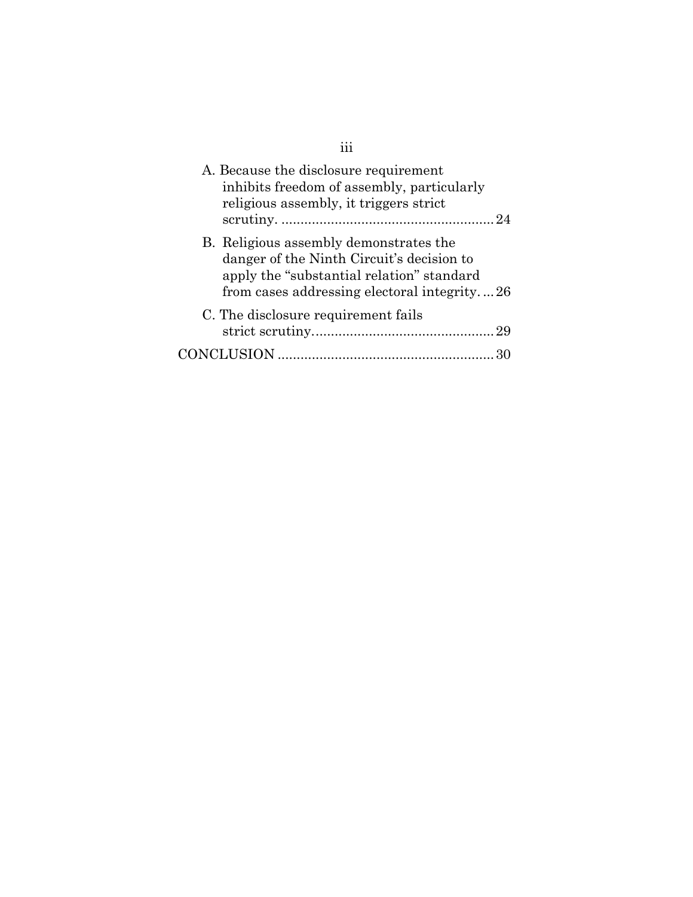A. Because the disclosure requirement inhibits freedom of assembly, particularly religious assembly, it triggers strict scrutiny. ........................................................ 24

B. Religious assembly demonstrates the danger of the Ninth Circuit's decision to apply the "substantial relation" standard from cases addressing electoral integrity. ... 26

C. The disclosure requirement fails strict scrutiny................................................ 29

CONCLUSION ........................................................ 30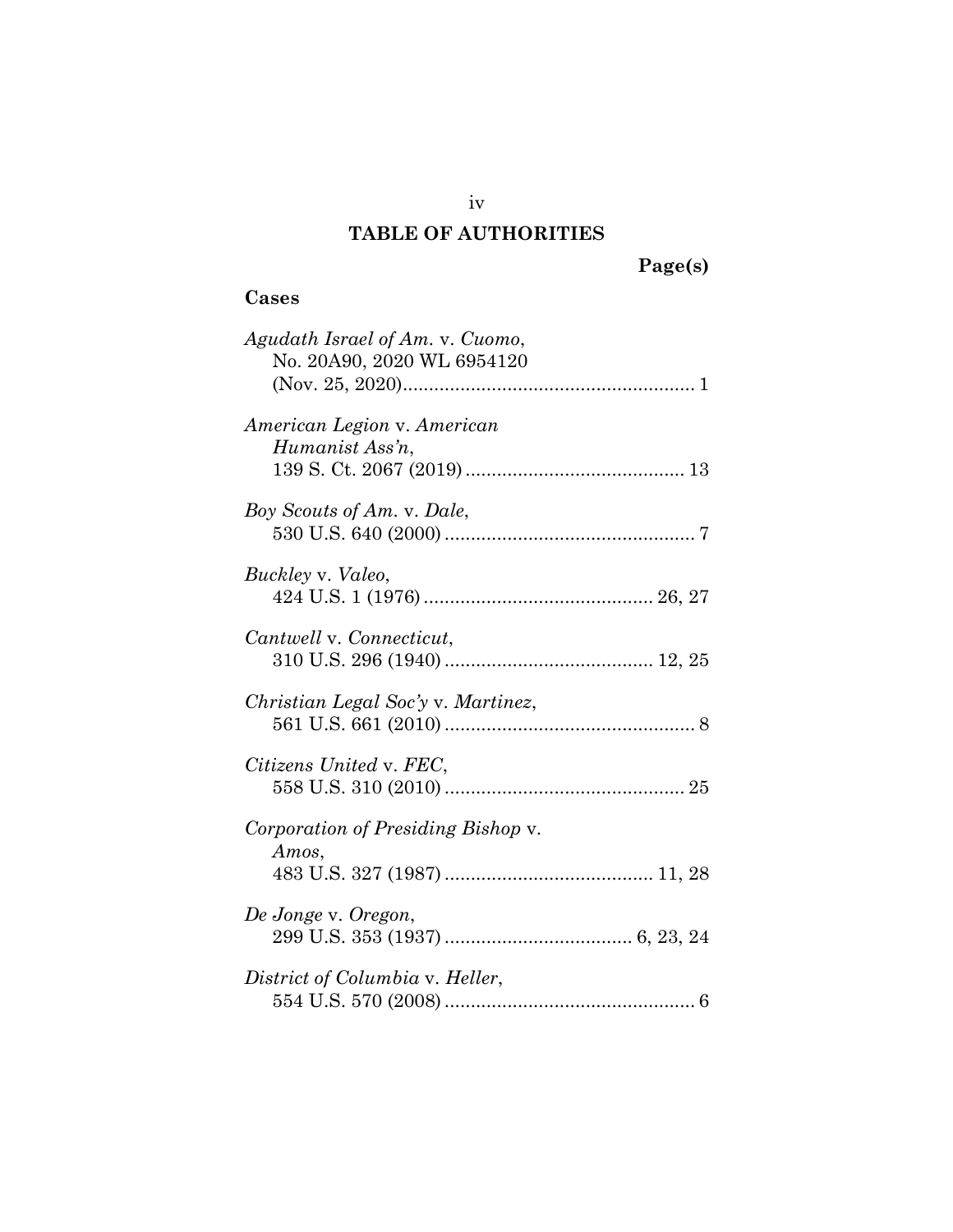## TABLE OF AUTHORITIES

**Page(s)**

### Cases

*Agudath Israel of Am.* v. *Cuomo*, No. 20A90, 2020 WL 6954120 (Nov. 25, 2020) .......... 1

*American Legion* v. *American Humanist Ass'n*, 139 S. Ct. 2067 (2019) .......... 13

*Boy Scouts of Am.* v. *Dale*, 530 U.S. 640 (2000) .......... 7

*Buckley* v. *Valeo*, 424 U.S. 1 (1976) .......... 26, 27

*Cantwell* v. *Connecticut*, 310 U.S. 296 (1940) .......... 12, 25

*Christian Legal Soc'y* v. *Martinez*, 561 U.S. 661 (2010) .......... 8

*Citizens United* v. *FEC*, 558 U.S. 310 (2010) .......... 25

*Corporation of Presiding Bishop* v. *Amos*, 483 U.S. 327 (1987) .......... 11, 28

*De Jonge* v. *Oregon*, 299 U.S. 353 (1937) .......... 6, 23, 24

*District of Columbia* v. *Heller*, 554 U.S. 570 (2008) .......... 6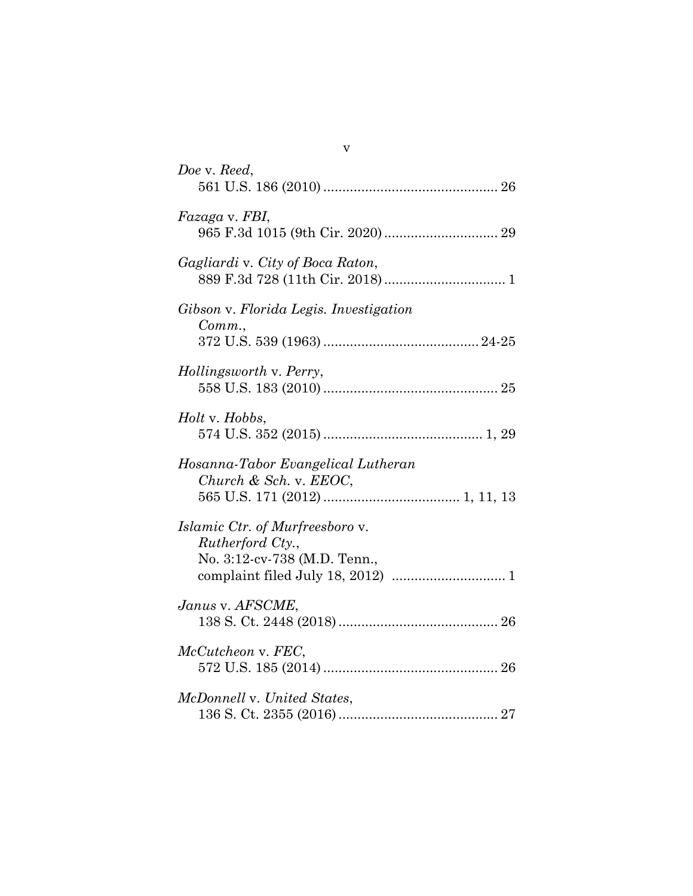*Doe* v. *Reed*,
561 U.S. 186 (2010) ............................................ 26

*Fazaga* v. *FBI*,
965 F.3d 1015 (9th Cir. 2020) ............................ 29

*Gagliardi* v. *City of Boca Raton*,
889 F.3d 728 (11th Cir. 2018) ............................... 1

*Gibson* v. *Florida Legis. Investigation Comm.*,
372 U.S. 539 (1963) ........................................ 24-25

*Hollingsworth* v. *Perry*,
558 U.S. 183 (2010) ............................................ 25

*Holt* v. *Hobbs*,
574 U.S. 352 (2015) ......................................... 1, 29

*Hosanna-Tabor Evangelical Lutheran Church & Sch.* v. *EEOC*,
565 U.S. 171 (2012) ................................... 1, 11, 13

*Islamic Ctr. of Murfreesboro* v. *Rutherford Cty.*,
No. 3:12-cv-738 (M.D. Tenn., complaint filed July 18, 2012) ............................. 1

*Janus* v. *AFSCME*,
138 S. Ct. 2448 (2018) ......................................... 26

*McCutcheon* v. *FEC*,
572 U.S. 185 (2014) ............................................ 26

*McDonnell* v. *United States*,
136 S. Ct. 2355 (2016) ......................................... 27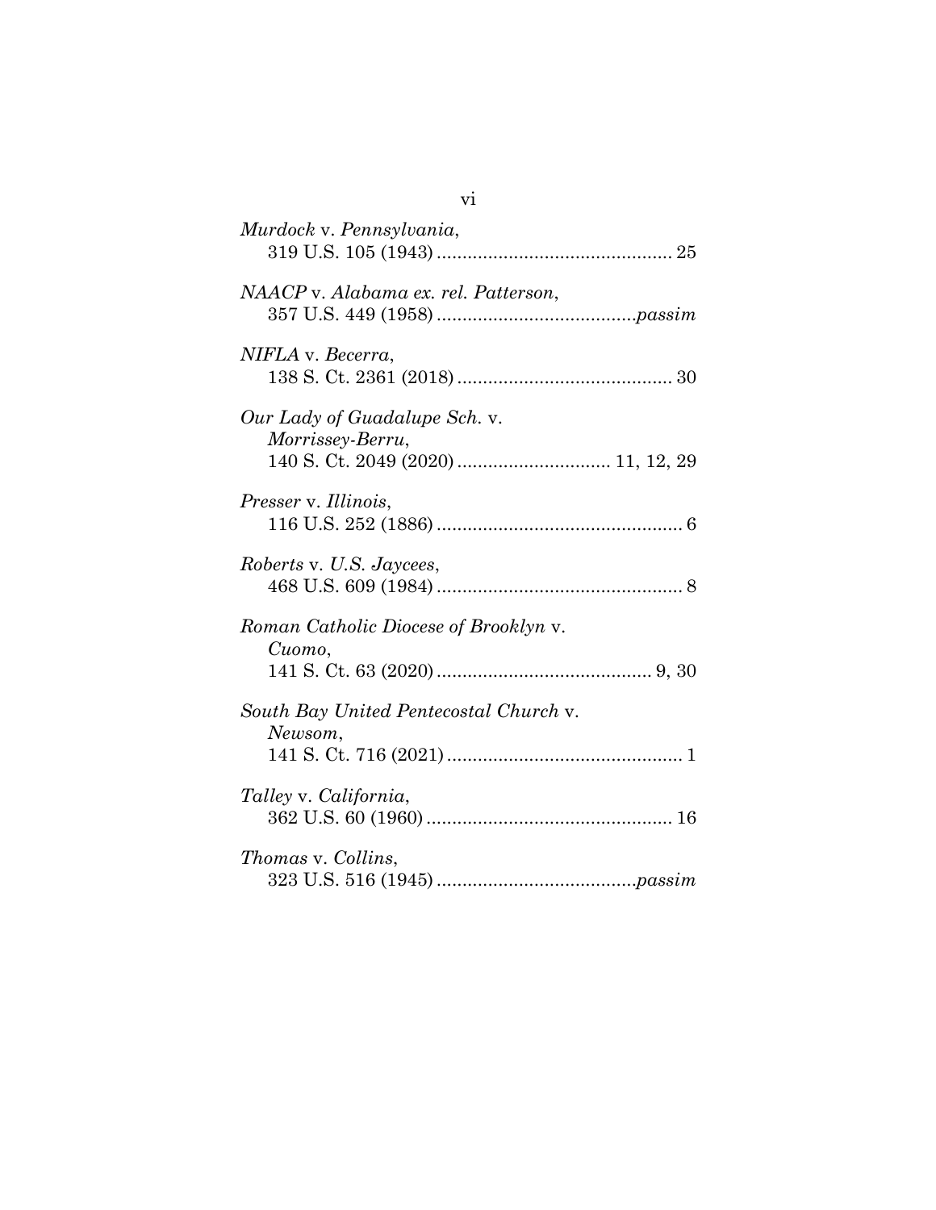*Murdock* v. *Pennsylvania*,
319 U.S. 105 (1943) ............................................. 25

*NAACP* v. *Alabama ex. rel. Patterson*,
357 U.S. 449 (1958) ......................................*passim*

*NIFLA* v. *Becerra*,
138 S. Ct. 2361 (2018) .......................................... 30

*Our Lady of Guadalupe Sch.* v. *Morrissey-Berru*,
140 S. Ct. 2049 (2020) ............................. 11, 12, 29

*Presser* v. *Illinois*,
116 U.S. 252 (1886) ................................................ 6

*Roberts* v. *U.S. Jaycees*,
468 U.S. 609 (1984) ................................................ 8

*Roman Catholic Diocese of Brooklyn* v. *Cuomo*,
141 S. Ct. 63 (2020) .......................................... 9, 30

*South Bay United Pentecostal Church* v. *Newsom*,
141 S. Ct. 716 (2021) .............................................. 1

*Talley* v. *California*,
362 U.S. 60 (1960) ................................................ 16

*Thomas* v. *Collins*,
323 U.S. 516 (1945) ......................................*passim*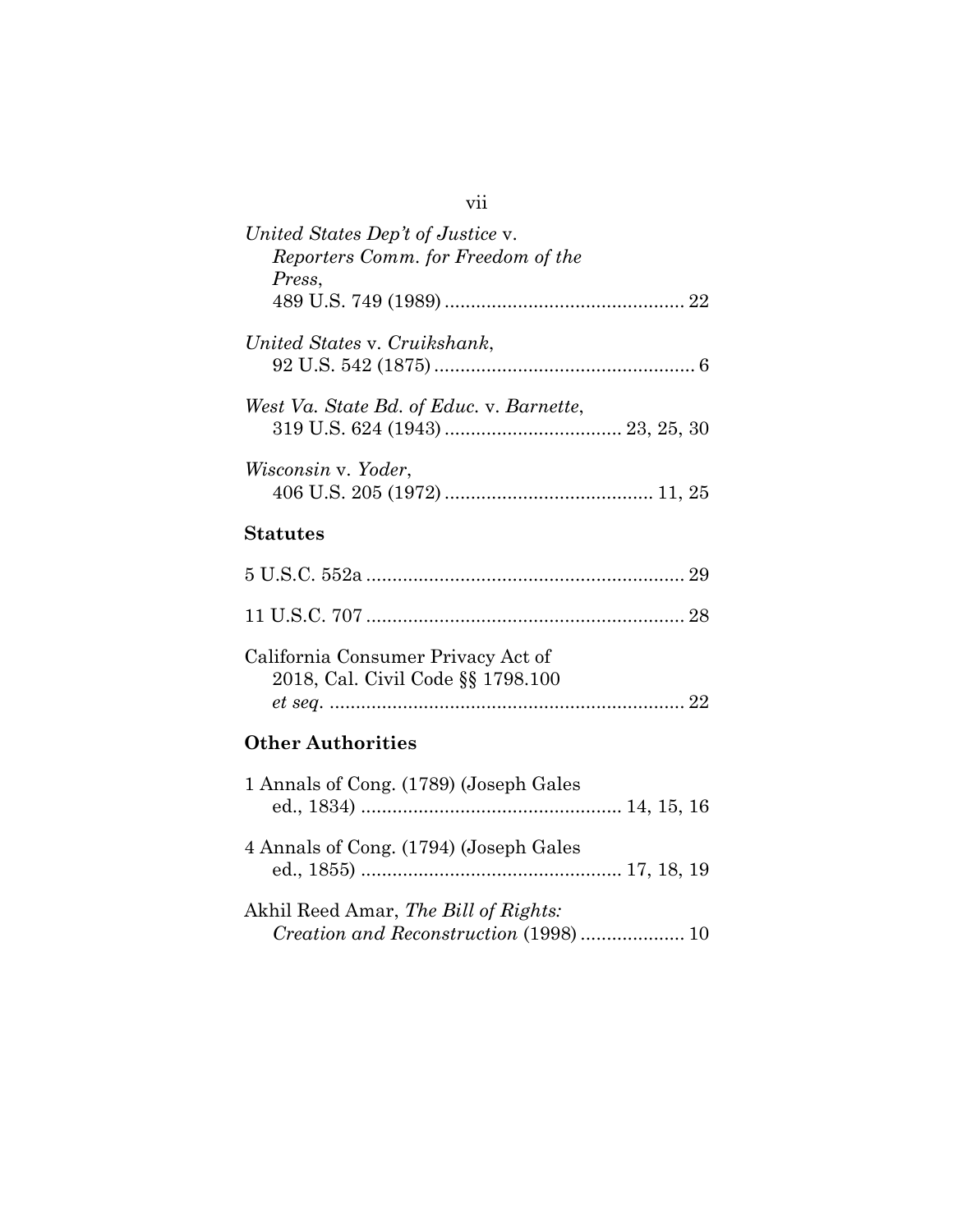*United States Dep't of Justice* v. *Reporters Comm. for Freedom of the Press*, 489 U.S. 749 (1989) .............................................. 22

*United States* v. *Cruikshank*, 92 U.S. 542 (1875) .................................................. 6

*West Va. State Bd. of Educ.* v. *Barnette*, 319 U.S. 624 (1943) .................................. 23, 25, 30

*Wisconsin* v. *Yoder*, 406 U.S. 205 (1972) ........................................ 11, 25

**Statutes**

5 U.S.C. 552a ............................................................ 29

11 U.S.C. 707 ............................................................ 28

California Consumer Privacy Act of 2018, Cal. Civil Code §§ 1798.100 *et seq.* .................................................................... 22

**Other Authorities**

1 Annals of Cong. (1789) (Joseph Gales ed., 1834) .................................................. 14, 15, 16

4 Annals of Cong. (1794) (Joseph Gales ed., 1855) .................................................. 17, 18, 19

Akhil Reed Amar, *The Bill of Rights: Creation and Reconstruction* (1998) .................... 10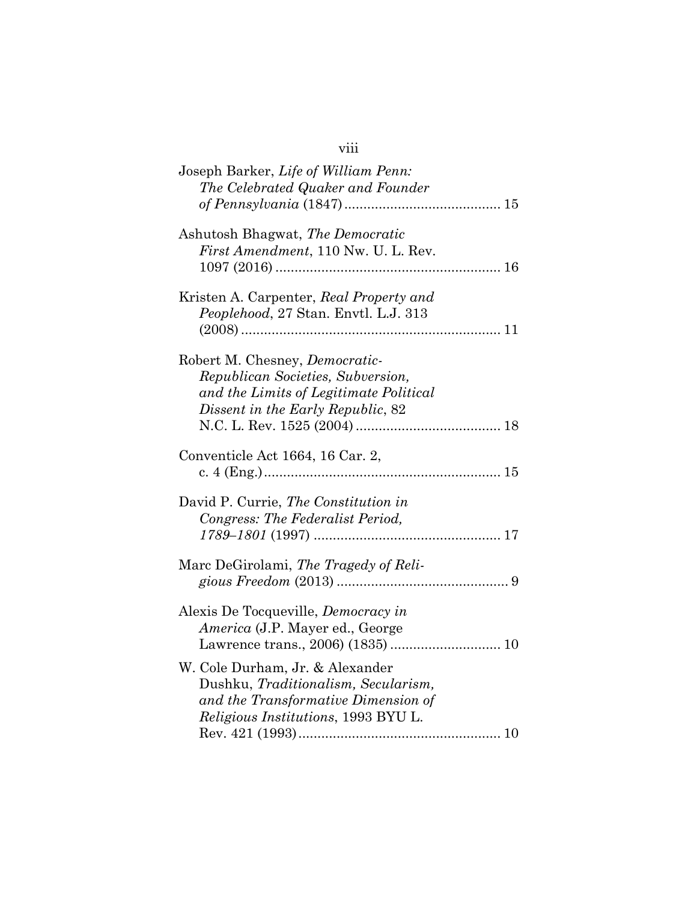Joseph Barker, *Life of William Penn: The Celebrated Quaker and Founder of Pennsylvania* (1847) ........................................ 15

Ashutosh Bhagwat, *The Democratic First Amendment*, 110 Nw. U. L. Rev. 1097 (2016) .......................................................... 16

Kristen A. Carpenter, *Real Property and Peoplehood*, 27 Stan. Envtl. L.J. 313 (2008) .................................................................... 11

Robert M. Chesney, *Democratic-Republican Societies, Subversion, and the Limits of Legitimate Political Dissent in the Early Republic*, 82 N.C. L. Rev. 1525 (2004) ...................................... 18

Conventicle Act 1664, 16 Car. 2, c. 4 (Eng.) ............................................................ 15

David P. Currie, *The Constitution in Congress: The Federalist Period, 1789–1801* (1997) ................................................ 17

Marc DeGirolami, *The Tragedy of Religious Freedom* (2013) ............................................ 9

Alexis De Tocqueville, *Democracy in America* (J.P. Mayer ed., George Lawrence trans., 2006) (1835) ............................. 10

W. Cole Durham, Jr. & Alexander Dushku, *Traditionalism, Secularism, and the Transformative Dimension of Religious Institutions*, 1993 BYU L. Rev. 421 (1993) ..................................................... 10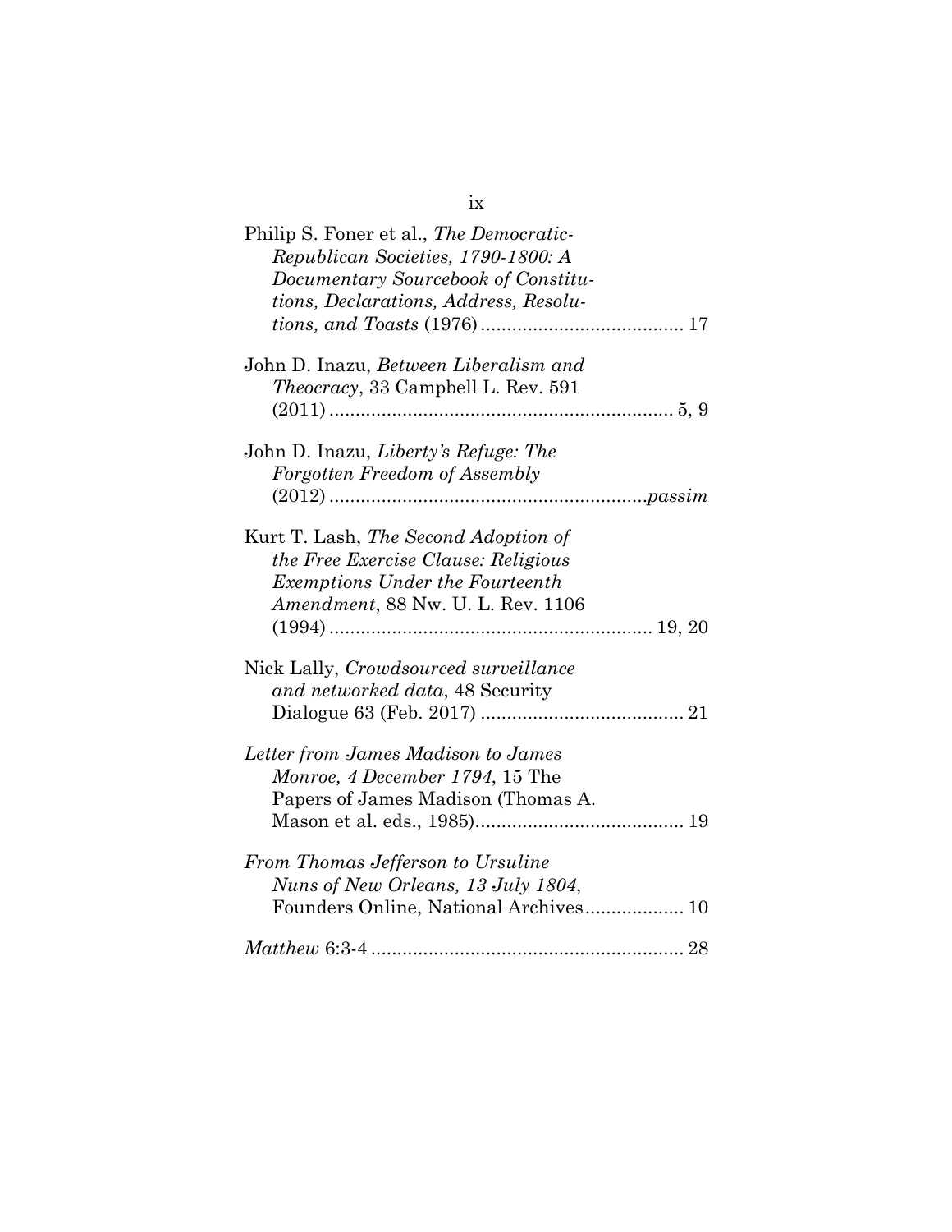Philip S. Foner et al., *The Democratic-Republican Societies, 1790-1800: A Documentary Sourcebook of Constitutions, Declarations, Address, Resolutions, and Toasts* (1976) ....................................... 17

John D. Inazu, *Between Liberalism and Theocracy*, 33 Campbell L. Rev. 591 (2011) .................................................................. 5, 9

John D. Inazu, *Liberty's Refuge: The Forgotten Freedom of Assembly* (2012) ............................................................*passim*

Kurt T. Lash, *The Second Adoption of the Free Exercise Clause: Religious Exemptions Under the Fourteenth Amendment*, 88 Nw. U. L. Rev. 1106 (1994) .............................................................. 19, 20

Nick Lally, *Crowdsourced surveillance and networked data*, 48 Security Dialogue 63 (Feb. 2017) ....................................... 21

*Letter from James Madison to James Monroe, 4 December 1794*, 15 The Papers of James Madison (Thomas A. Mason et al. eds., 1985)........................................ 19

*From Thomas Jefferson to Ursuline Nuns of New Orleans, 13 July 1804*, Founders Online, National Archives................... 10

*Matthew* 6:3-4 ............................................................ 28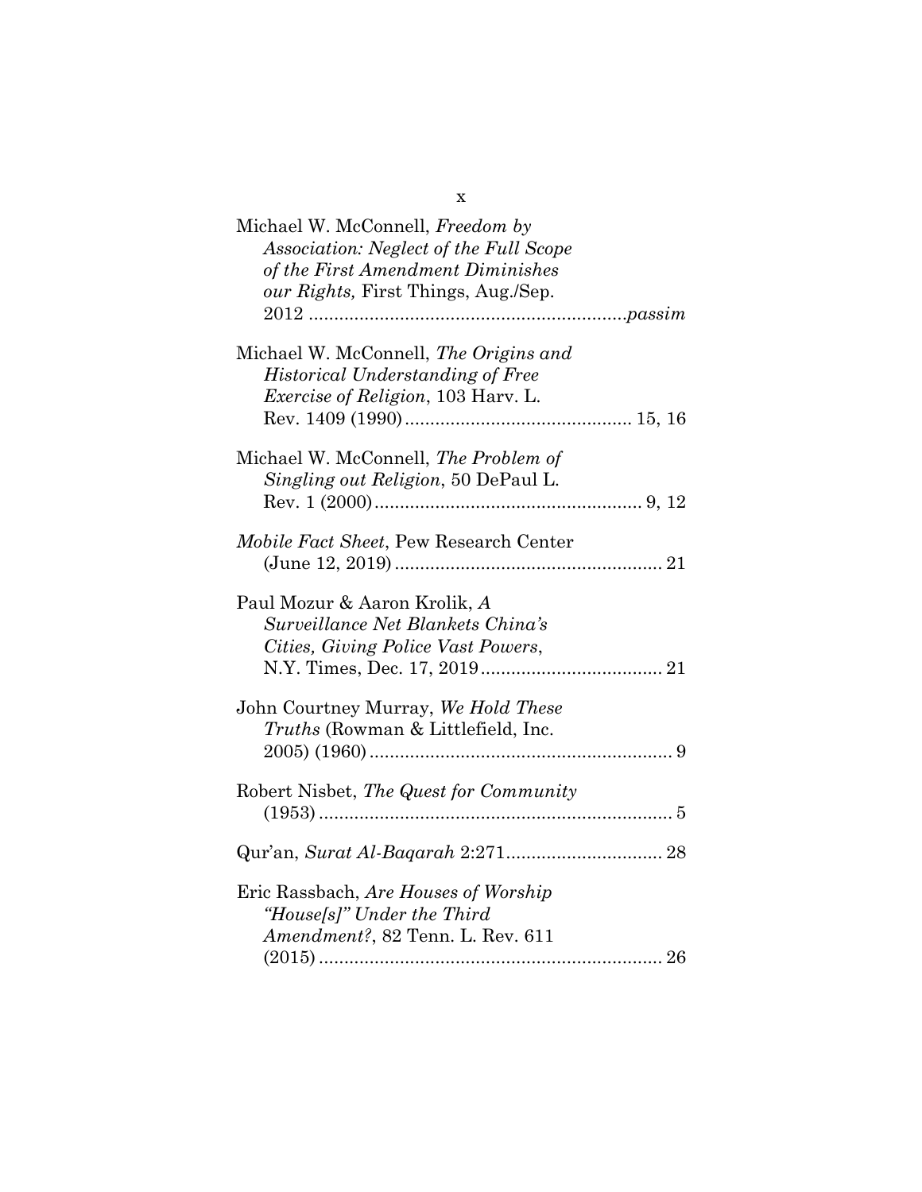Michael W. McConnell, *Freedom by Association: Neglect of the Full Scope of the First Amendment Diminishes our Rights,* First Things, Aug./Sep. 2012 ............................................................... *passim*

Michael W. McConnell, *The Origins and Historical Understanding of Free Exercise of Religion*, 103 Harv. L. Rev. 1409 (1990) ............................................. 15, 16

Michael W. McConnell, *The Problem of Singling out Religion*, 50 DePaul L. Rev. 1 (2000) ..................................................... 9, 12

*Mobile Fact Sheet*, Pew Research Center (June 12, 2019) ..................................................... 21

Paul Mozur & Aaron Krolik, *A Surveillance Net Blankets China's Cities, Giving Police Vast Powers*, N.Y. Times, Dec. 17, 2019 .................................... 21

John Courtney Murray, *We Hold These Truths* (Rowman & Littlefield, Inc. 2005) (1960) ............................................................ 9

Robert Nisbet, *The Quest for Community* (1953) ...................................................................... 5

Qur'an, *Surat Al-Baqarah* 2:271 ............................... 28

Eric Rassbach, *Are Houses of Worship "House[s]" Under the Third Amendment?*, 82 Tenn. L. Rev. 611 (2015) .................................................................... 26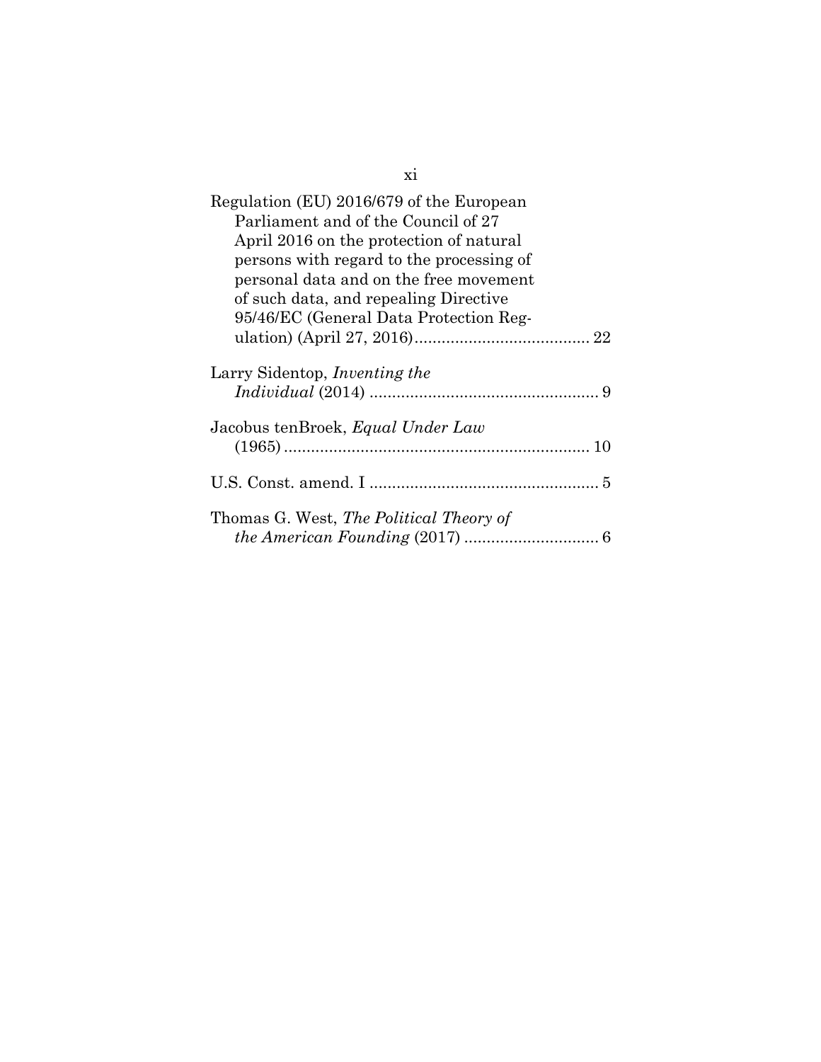Regulation (EU) 2016/679 of the European Parliament and of the Council of 27 April 2016 on the protection of natural persons with regard to the processing of personal data and on the free movement of such data, and repealing Directive 95/46/EC (General Data Protection Regulation) (April 27, 2016) ....................................... 22

Larry Sidentop, *Inventing the Individual* (2014) ................................................... 9

Jacobus tenBroek, *Equal Under Law* (1965) .................................................................... 10

U.S. Const. amend. I ................................................... 5

Thomas G. West, *The Political Theory of the American Founding* (2017) .............................. 6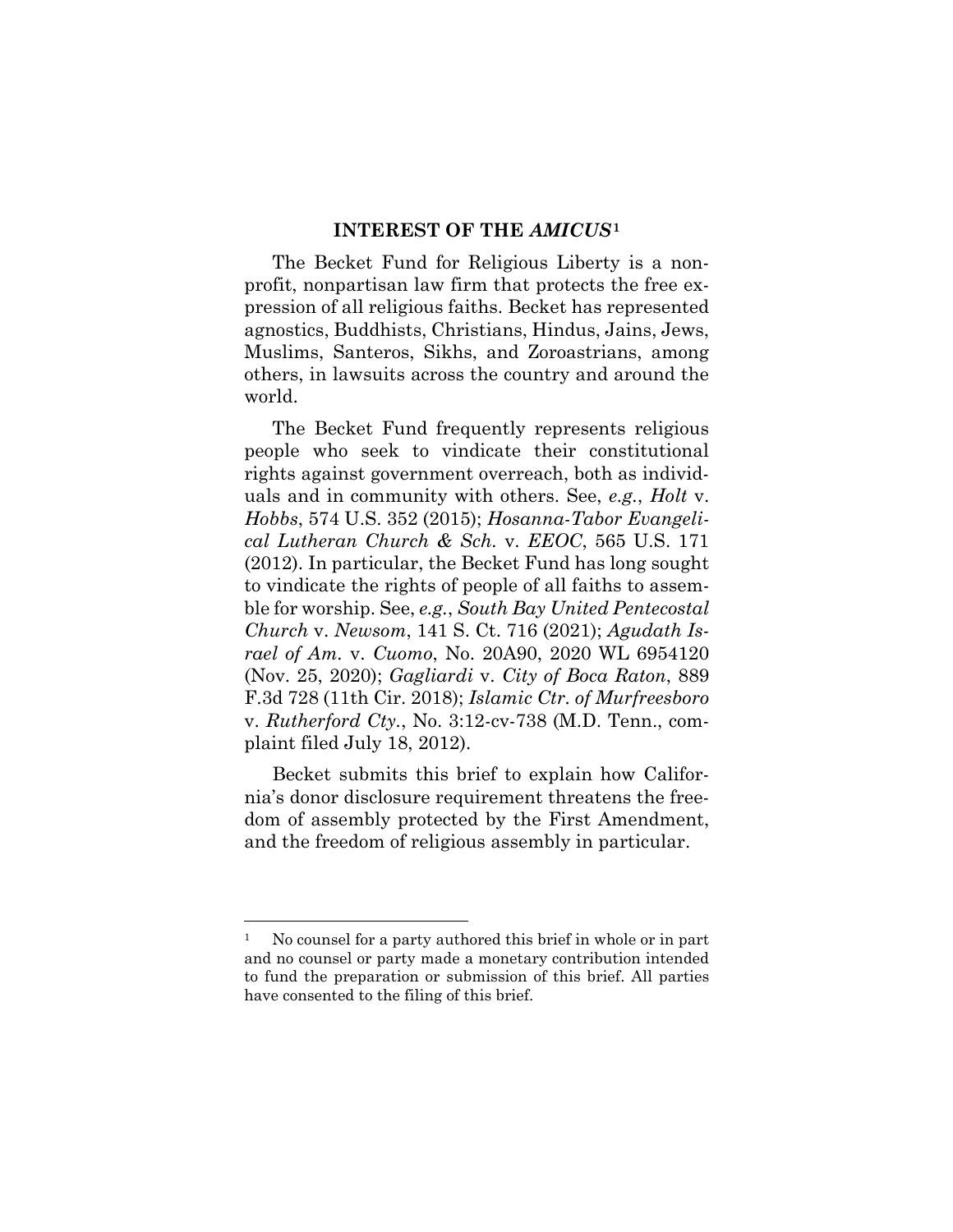## INTEREST OF THE *AMICUS*[1]

The Becket Fund for Religious Liberty is a nonprofit, nonpartisan law firm that protects the free expression of all religious faiths. Becket has represented agnostics, Buddhists, Christians, Hindus, Jains, Jews, Muslims, Santeros, Sikhs, and Zoroastrians, among others, in lawsuits across the country and around the world.

The Becket Fund frequently represents religious people who seek to vindicate their constitutional rights against government overreach, both as individuals and in community with others. See, *e.g.*, *Holt* v. *Hobbs*, 574 U.S. 352 (2015); *Hosanna-Tabor Evangelical Lutheran Church & Sch.* v. *EEOC*, 565 U.S. 171 (2012). In particular, the Becket Fund has long sought to vindicate the rights of people of all faiths to assemble for worship. See, *e.g.*, *South Bay United Pentecostal Church* v. *Newsom*, 141 S. Ct. 716 (2021); *Agudath Israel of Am.* v. *Cuomo*, No. 20A90, 2020 WL 6954120 (Nov. 25, 2020); *Gagliardi* v. *City of Boca Raton*, 889 F.3d 728 (11th Cir. 2018); *Islamic Ctr. of Murfreesboro* v. *Rutherford Cty.*, No. 3:12-cv-738 (M.D. Tenn., complaint filed July 18, 2012).

Becket submits this brief to explain how California's donor disclosure requirement threatens the freedom of assembly protected by the First Amendment, and the freedom of religious assembly in particular.

---

[1] No counsel for a party authored this brief in whole or in part and no counsel or party made a monetary contribution intended to fund the preparation or submission of this brief. All parties have consented to the filing of this brief.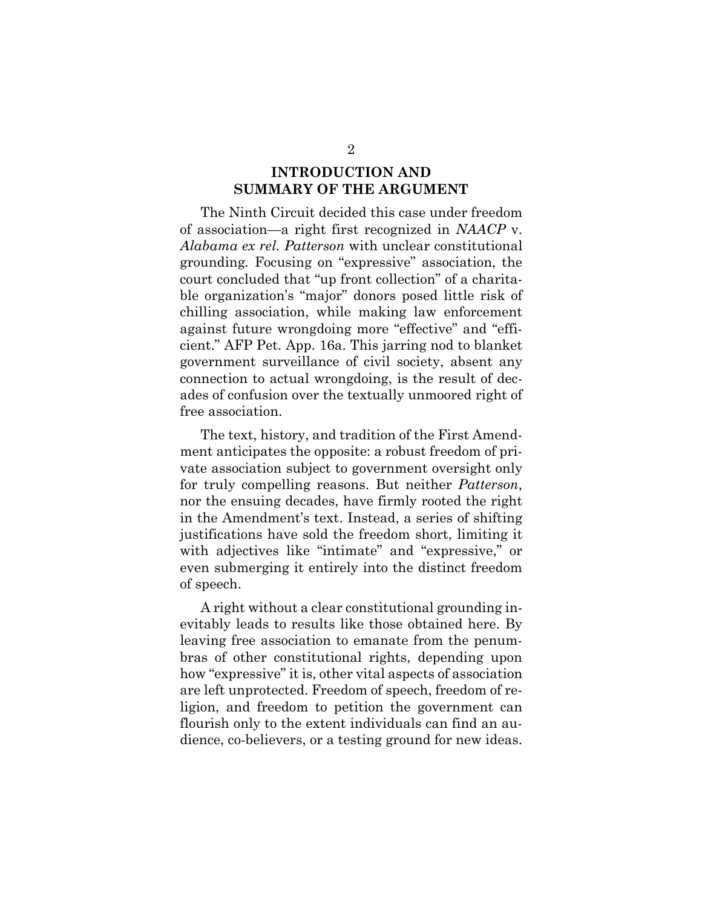## INTRODUCTION AND SUMMARY OF THE ARGUMENT

The Ninth Circuit decided this case under freedom of association—a right first recognized in *NAACP* v. *Alabama ex rel. Patterson* with unclear constitutional grounding. Focusing on "expressive" association, the court concluded that "up front collection" of a charitable organization's "major" donors posed little risk of chilling association, while making law enforcement against future wrongdoing more "effective" and "efficient." AFP Pet. App. 16a. This jarring nod to blanket government surveillance of civil society, absent any connection to actual wrongdoing, is the result of decades of confusion over the textually unmoored right of free association.

The text, history, and tradition of the First Amendment anticipates the opposite: a robust freedom of private association subject to government oversight only for truly compelling reasons. But neither *Patterson*, nor the ensuing decades, have firmly rooted the right in the Amendment's text. Instead, a series of shifting justifications have sold the freedom short, limiting it with adjectives like "intimate" and "expressive," or even submerging it entirely into the distinct freedom of speech.

A right without a clear constitutional grounding inevitably leads to results like those obtained here. By leaving free association to emanate from the penumbras of other constitutional rights, depending upon how "expressive" it is, other vital aspects of association are left unprotected. Freedom of speech, freedom of religion, and freedom to petition the government can flourish only to the extent individuals can find an audience, co-believers, or a testing ground for new ideas.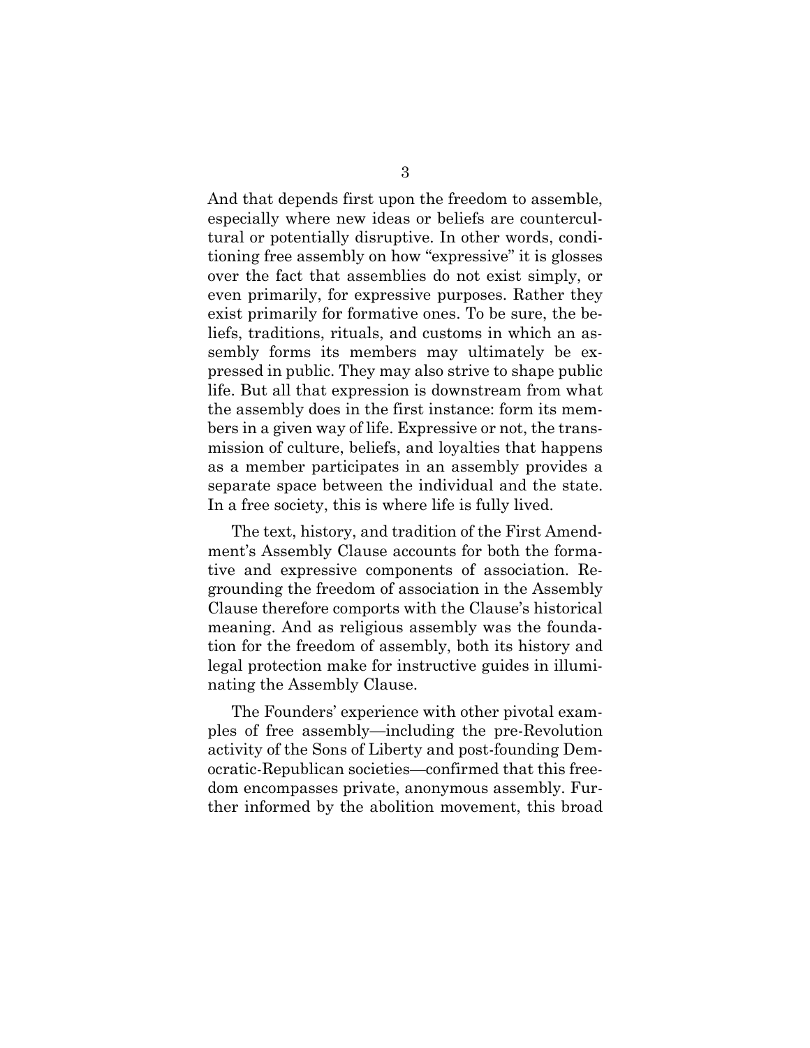And that depends first upon the freedom to assemble, especially where new ideas or beliefs are countercultural or potentially disruptive. In other words, conditioning free assembly on how "expressive" it is glosses over the fact that assemblies do not exist simply, or even primarily, for expressive purposes. Rather they exist primarily for formative ones. To be sure, the beliefs, traditions, rituals, and customs in which an assembly forms its members may ultimately be expressed in public. They may also strive to shape public life. But all that expression is downstream from what the assembly does in the first instance: form its members in a given way of life. Expressive or not, the transmission of culture, beliefs, and loyalties that happens as a member participates in an assembly provides a separate space between the individual and the state. In a free society, this is where life is fully lived.

The text, history, and tradition of the First Amendment's Assembly Clause accounts for both the formative and expressive components of association. Regrounding the freedom of association in the Assembly Clause therefore comports with the Clause's historical meaning. And as religious assembly was the foundation for the freedom of assembly, both its history and legal protection make for instructive guides in illuminating the Assembly Clause.

The Founders' experience with other pivotal examples of free assembly—including the pre-Revolution activity of the Sons of Liberty and post-founding Democratic-Republican societies—confirmed that this freedom encompasses private, anonymous assembly. Further informed by the abolition movement, this broad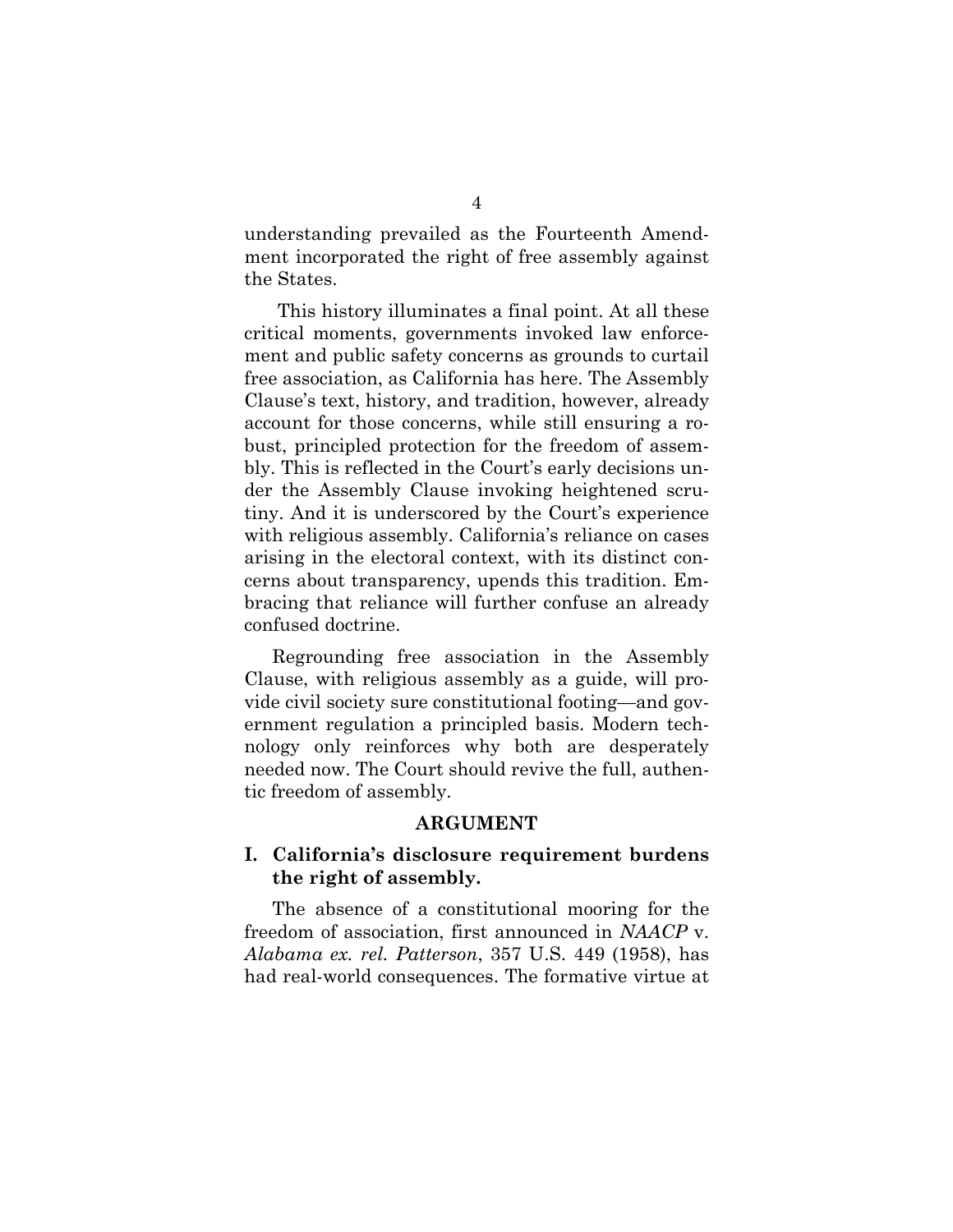understanding prevailed as the Fourteenth Amendment incorporated the right of free assembly against the States.

This history illuminates a final point. At all these critical moments, governments invoked law enforcement and public safety concerns as grounds to curtail free association, as California has here. The Assembly Clause's text, history, and tradition, however, already account for those concerns, while still ensuring a robust, principled protection for the freedom of assembly. This is reflected in the Court's early decisions under the Assembly Clause invoking heightened scrutiny. And it is underscored by the Court's experience with religious assembly. California's reliance on cases arising in the electoral context, with its distinct concerns about transparency, upends this tradition. Embracing that reliance will further confuse an already confused doctrine.

Regrounding free association in the Assembly Clause, with religious assembly as a guide, will provide civil society sure constitutional footing—and government regulation a principled basis. Modern technology only reinforces why both are desperately needed now. The Court should revive the full, authentic freedom of assembly.

## ARGUMENT

### I. California's disclosure requirement burdens the right of assembly.

The absence of a constitutional mooring for the freedom of association, first announced in *NAACP* v. *Alabama ex. rel. Patterson*, 357 U.S. 449 (1958), has had real-world consequences. The formative virtue at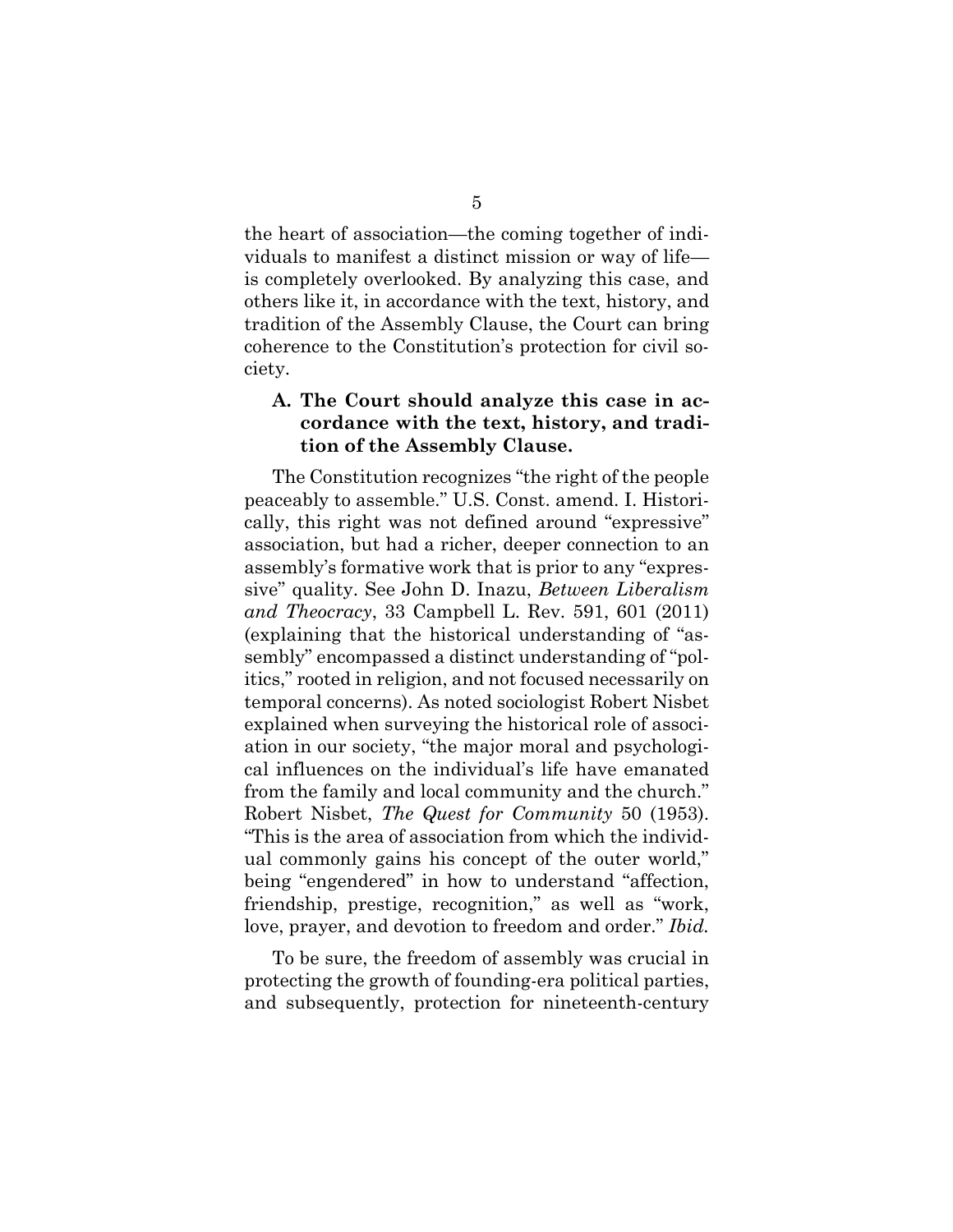the heart of association—the coming together of individuals to manifest a distinct mission or way of life—is completely overlooked. By analyzing this case, and others like it, in accordance with the text, history, and tradition of the Assembly Clause, the Court can bring coherence to the Constitution's protection for civil society.

### A. The Court should analyze this case in accordance with the text, history, and tradition of the Assembly Clause.

The Constitution recognizes "the right of the people peaceably to assemble." U.S. Const. amend. I. Historically, this right was not defined around "expressive" association, but had a richer, deeper connection to an assembly's formative work that is prior to any "expressive" quality. See John D. Inazu, *Between Liberalism and Theocracy*, 33 Campbell L. Rev. 591, 601 (2011) (explaining that the historical understanding of "assembly" encompassed a distinct understanding of "politics," rooted in religion, and not focused necessarily on temporal concerns). As noted sociologist Robert Nisbet explained when surveying the historical role of association in our society, "the major moral and psychological influences on the individual's life have emanated from the family and local community and the church." Robert Nisbet, *The Quest for Community* 50 (1953). "This is the area of association from which the individual commonly gains his concept of the outer world," being "engendered" in how to understand "affection, friendship, prestige, recognition," as well as "work, love, prayer, and devotion to freedom and order." *Ibid.*

To be sure, the freedom of assembly was crucial in protecting the growth of founding-era political parties, and subsequently, protection for nineteenth-century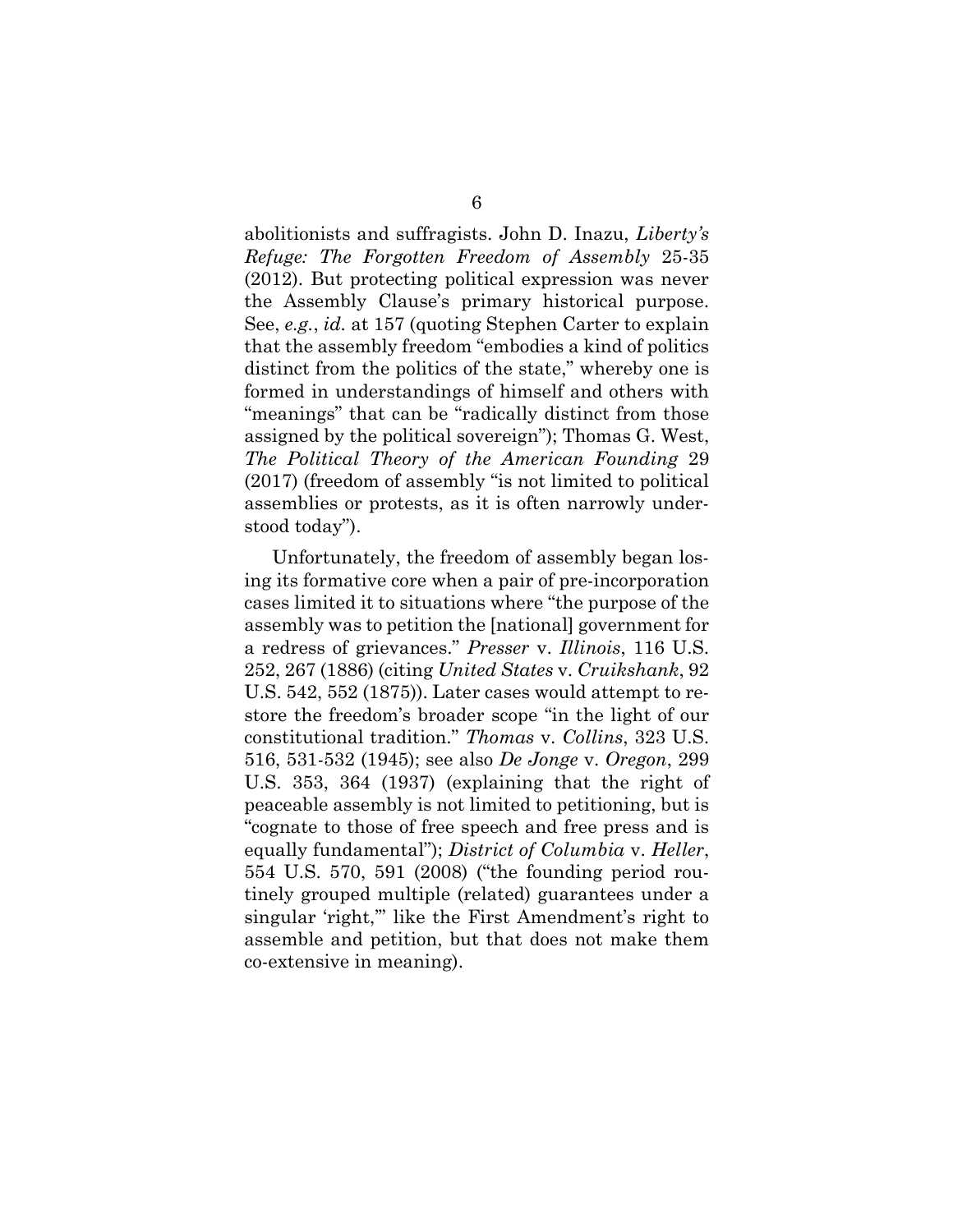abolitionists and suffragists. John D. Inazu, *Liberty's Refuge: The Forgotten Freedom of Assembly* 25-35 (2012). But protecting political expression was never the Assembly Clause's primary historical purpose. See, *e.g.*, *id.* at 157 (quoting Stephen Carter to explain that the assembly freedom "embodies a kind of politics distinct from the politics of the state," whereby one is formed in understandings of himself and others with "meanings" that can be "radically distinct from those assigned by the political sovereign"); Thomas G. West, *The Political Theory of the American Founding* 29 (2017) (freedom of assembly "is not limited to political assemblies or protests, as it is often narrowly understood today").

Unfortunately, the freedom of assembly began losing its formative core when a pair of pre-incorporation cases limited it to situations where "the purpose of the assembly was to petition the [national] government for a redress of grievances." *Presser* v. *Illinois*, 116 U.S. 252, 267 (1886) (citing *United States* v. *Cruikshank*, 92 U.S. 542, 552 (1875)). Later cases would attempt to restore the freedom's broader scope "in the light of our constitutional tradition." *Thomas* v. *Collins*, 323 U.S. 516, 531-532 (1945); see also *De Jonge* v. *Oregon*, 299 U.S. 353, 364 (1937) (explaining that the right of peaceable assembly is not limited to petitioning, but is "cognate to those of free speech and free press and is equally fundamental"); *District of Columbia* v. *Heller*, 554 U.S. 570, 591 (2008) ("the founding period routinely grouped multiple (related) guarantees under a singular 'right,'" like the First Amendment's right to assemble and petition, but that does not make them co-extensive in meaning).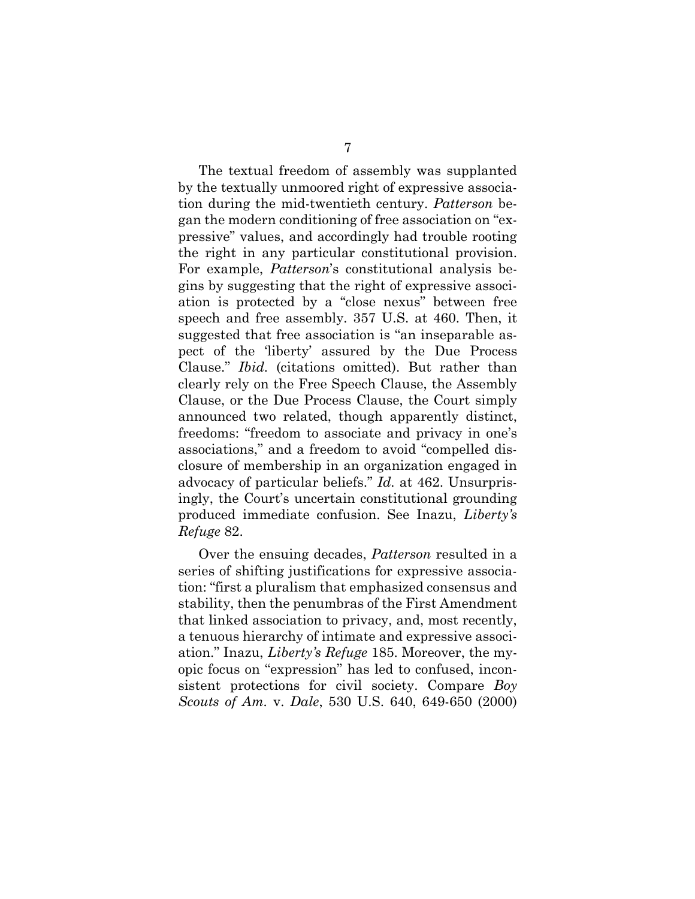The textual freedom of assembly was supplanted by the textually unmoored right of expressive association during the mid-twentieth century. *Patterson* began the modern conditioning of free association on "expressive" values, and accordingly had trouble rooting the right in any particular constitutional provision. For example, *Patterson*'s constitutional analysis begins by suggesting that the right of expressive association is protected by a "close nexus" between free speech and free assembly. 357 U.S. at 460. Then, it suggested that free association is "an inseparable aspect of the 'liberty' assured by the Due Process Clause." *Ibid.* (citations omitted). But rather than clearly rely on the Free Speech Clause, the Assembly Clause, or the Due Process Clause, the Court simply announced two related, though apparently distinct, freedoms: "freedom to associate and privacy in one's associations," and a freedom to avoid "compelled disclosure of membership in an organization engaged in advocacy of particular beliefs." *Id.* at 462. Unsurprisingly, the Court's uncertain constitutional grounding produced immediate confusion. See Inazu, *Liberty's Refuge* 82.

Over the ensuing decades, *Patterson* resulted in a series of shifting justifications for expressive association: "first a pluralism that emphasized consensus and stability, then the penumbras of the First Amendment that linked association to privacy, and, most recently, a tenuous hierarchy of intimate and expressive association." Inazu, *Liberty's Refuge* 185. Moreover, the myopic focus on "expression" has led to confused, inconsistent protections for civil society. Compare *Boy Scouts of Am.* v. *Dale*, 530 U.S. 640, 649-650 (2000)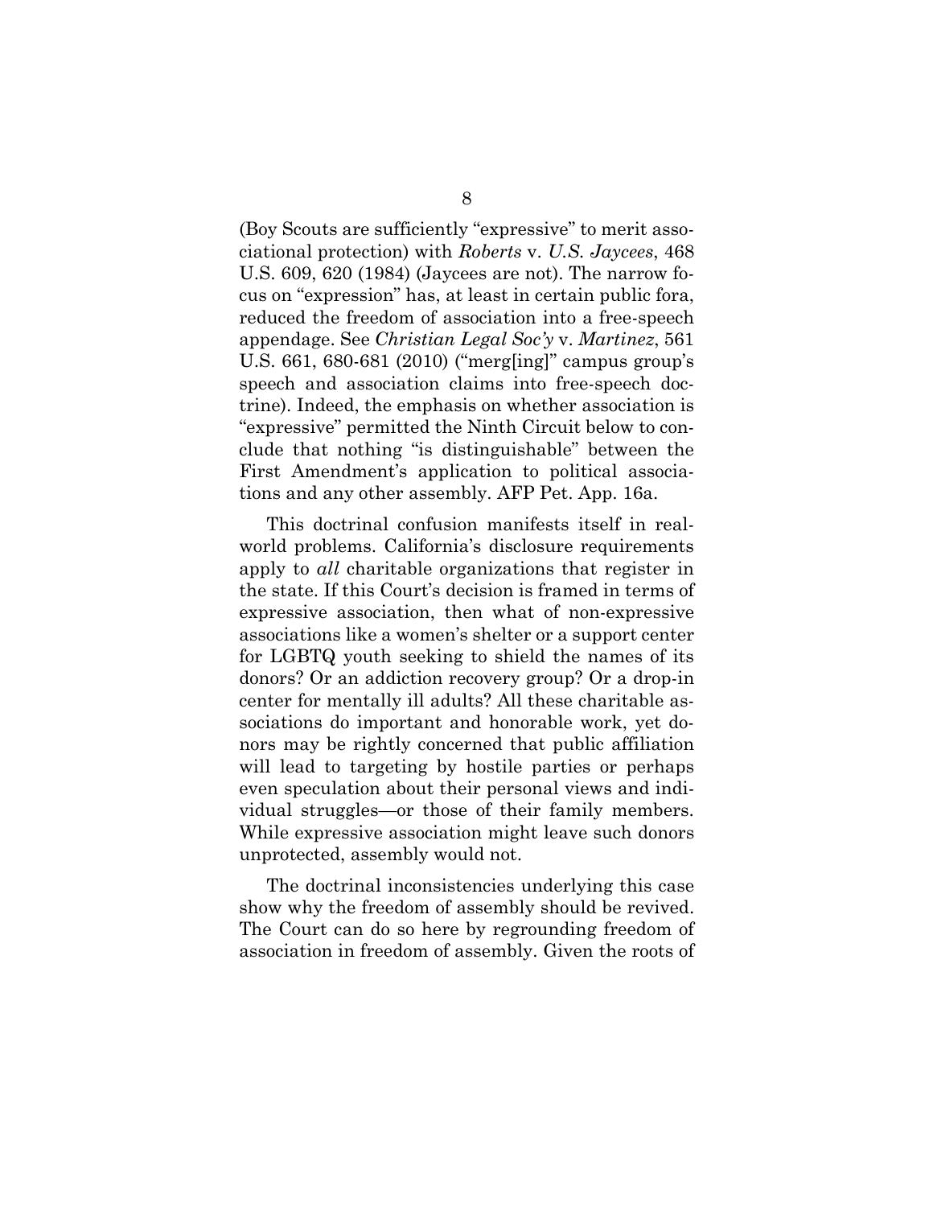(Boy Scouts are sufficiently "expressive" to merit associational protection) with *Roberts* v. *U.S. Jaycees*, 468 U.S. 609, 620 (1984) (Jaycees are not). The narrow focus on "expression" has, at least in certain public fora, reduced the freedom of association into a free-speech appendage. See *Christian Legal Soc'y* v. *Martinez*, 561 U.S. 661, 680-681 (2010) ("merg[ing]" campus group's speech and association claims into free-speech doctrine). Indeed, the emphasis on whether association is "expressive" permitted the Ninth Circuit below to conclude that nothing "is distinguishable" between the First Amendment's application to political associations and any other assembly. AFP Pet. App. 16a.

This doctrinal confusion manifests itself in real-world problems. California's disclosure requirements apply to *all* charitable organizations that register in the state. If this Court's decision is framed in terms of expressive association, then what of non-expressive associations like a women's shelter or a support center for LGBTQ youth seeking to shield the names of its donors? Or an addiction recovery group? Or a drop-in center for mentally ill adults? All these charitable associations do important and honorable work, yet donors may be rightly concerned that public affiliation will lead to targeting by hostile parties or perhaps even speculation about their personal views and individual struggles—or those of their family members. While expressive association might leave such donors unprotected, assembly would not.

The doctrinal inconsistencies underlying this case show why the freedom of assembly should be revived. The Court can do so here by regrounding freedom of association in freedom of assembly. Given the roots of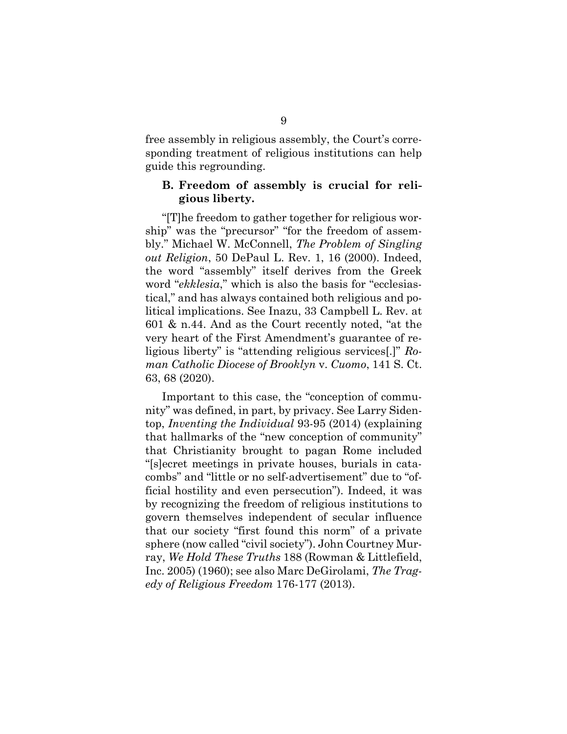free assembly in religious assembly, the Court's corresponding treatment of religious institutions can help guide this regrounding.

### B. Freedom of assembly is crucial for religious liberty.

"[T]he freedom to gather together for religious worship" was the "precursor" "for the freedom of assembly." Michael W. McConnell, *The Problem of Singling out Religion*, 50 DePaul L. Rev. 1, 16 (2000). Indeed, the word "assembly" itself derives from the Greek word "*ekklesia*," which is also the basis for "ecclesiastical," and has always contained both religious and political implications. See Inazu, 33 Campbell L. Rev. at 601 & n.44. And as the Court recently noted, "at the very heart of the First Amendment's guarantee of religious liberty" is "attending religious services[.]" *Roman Catholic Diocese of Brooklyn* v. *Cuomo*, 141 S. Ct. 63, 68 (2020).

Important to this case, the "conception of community" was defined, in part, by privacy. See Larry Siedentop, *Inventing the Individual* 93-95 (2014) (explaining that hallmarks of the "new conception of community" that Christianity brought to pagan Rome included "[s]ecret meetings in private houses, burials in catacombs" and "little or no self-advertisement" due to "official hostility and even persecution"). Indeed, it was by recognizing the freedom of religious institutions to govern themselves independent of secular influence that our society "first found this norm" of a private sphere (now called "civil society"). John Courtney Murray, *We Hold These Truths* 188 (Rowman & Littlefield, Inc. 2005) (1960); see also Marc DeGirolami, *The Tragedy of Religious Freedom* 176-177 (2013).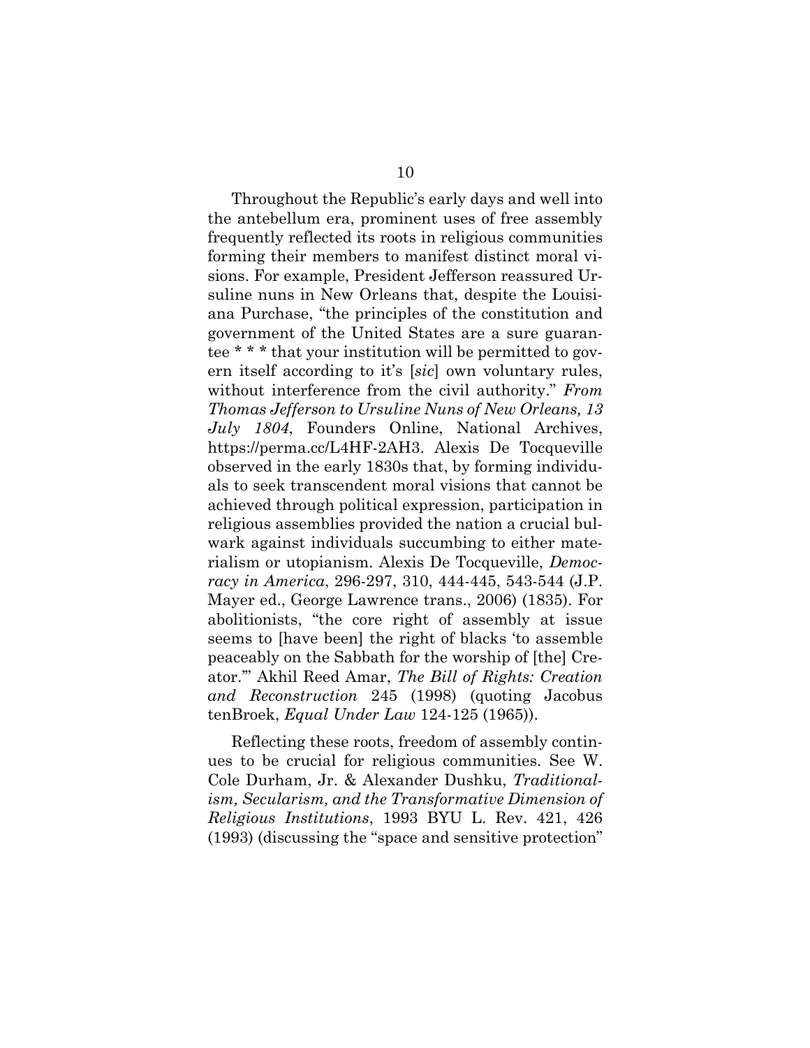Throughout the Republic's early days and well into the antebellum era, prominent uses of free assembly frequently reflected its roots in religious communities forming their members to manifest distinct moral visions. For example, President Jefferson reassured Ursuline nuns in New Orleans that, despite the Louisiana Purchase, "the principles of the constitution and government of the United States are a sure guarantee * * * that your institution will be permitted to govern itself according to it's [*sic*] own voluntary rules, without interference from the civil authority." *From Thomas Jefferson to Ursuline Nuns of New Orleans, 13 July 1804*, Founders Online, National Archives, https://perma.cc/L4HF-2AH3. Alexis De Tocqueville observed in the early 1830s that, by forming individuals to seek transcendent moral visions that cannot be achieved through political expression, participation in religious assemblies provided the nation a crucial bulwark against individuals succumbing to either materialism or utopianism. Alexis De Tocqueville, *Democracy in America*, 296-297, 310, 444-445, 543-544 (J.P. Mayer ed., George Lawrence trans., 2006) (1835). For abolitionists, "the core right of assembly at issue seems to [have been] the right of blacks 'to assemble peaceably on the Sabbath for the worship of [the] Creator.'" Akhil Reed Amar, *The Bill of Rights: Creation and Reconstruction* 245 (1998) (quoting Jacobus tenBroek, *Equal Under Law* 124-125 (1965)).

Reflecting these roots, freedom of assembly continues to be crucial for religious communities. See W. Cole Durham, Jr. & Alexander Dushku, *Traditionalism, Secularism, and the Transformative Dimension of Religious Institutions*, 1993 BYU L. Rev. 421, 426 (1993) (discussing the "space and sensitive protection"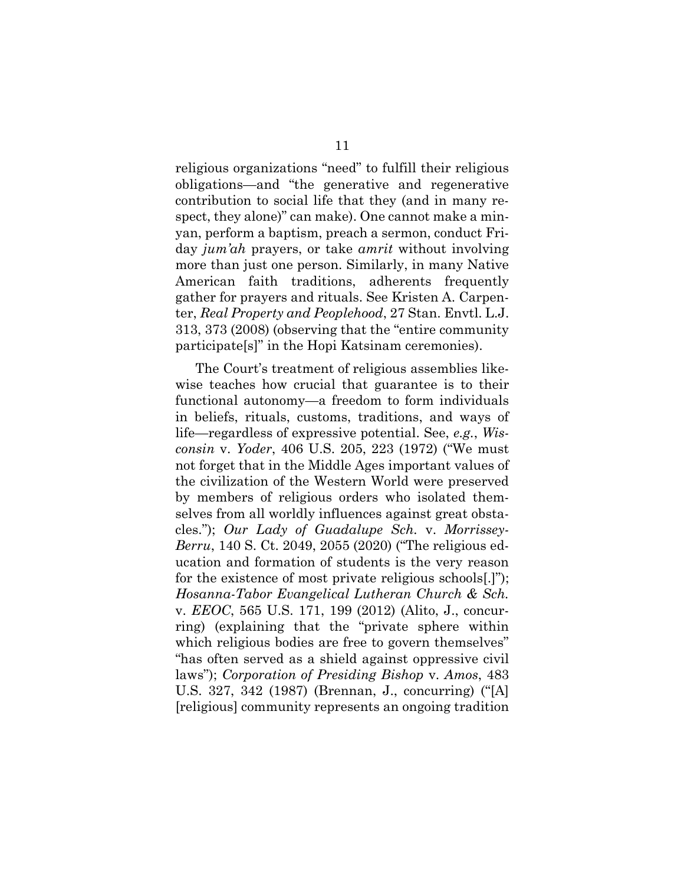religious organizations "need" to fulfill their religious obligations—and "the generative and regenerative contribution to social life that they (and in many respect, they alone)" can make). One cannot make a minyan, perform a baptism, preach a sermon, conduct Friday *jum'ah* prayers, or take *amrit* without involving more than just one person. Similarly, in many Native American faith traditions, adherents frequently gather for prayers and rituals. See Kristen A. Carpenter, *Real Property and Peoplehood*, 27 Stan. Envtl. L.J. 313, 373 (2008) (observing that the "entire community participate[s]" in the Hopi Katsinam ceremonies).

The Court's treatment of religious assemblies likewise teaches how crucial that guarantee is to their functional autonomy—a freedom to form individuals in beliefs, rituals, customs, traditions, and ways of life—regardless of expressive potential. See, *e.g.*, *Wisconsin* v. *Yoder*, 406 U.S. 205, 223 (1972) ("We must not forget that in the Middle Ages important values of the civilization of the Western World were preserved by members of religious orders who isolated themselves from all worldly influences against great obstacles."); *Our Lady of Guadalupe Sch.* v. *Morrissey-Berru*, 140 S. Ct. 2049, 2055 (2020) ("The religious education and formation of students is the very reason for the existence of most private religious schools[.]"); *Hosanna-Tabor Evangelical Lutheran Church & Sch.* v. *EEOC*, 565 U.S. 171, 199 (2012) (Alito, J., concurring) (explaining that the "private sphere within which religious bodies are free to govern themselves" "has often served as a shield against oppressive civil laws"); *Corporation of Presiding Bishop* v. *Amos*, 483 U.S. 327, 342 (1987) (Brennan, J., concurring) ("[A] [religious] community represents an ongoing tradition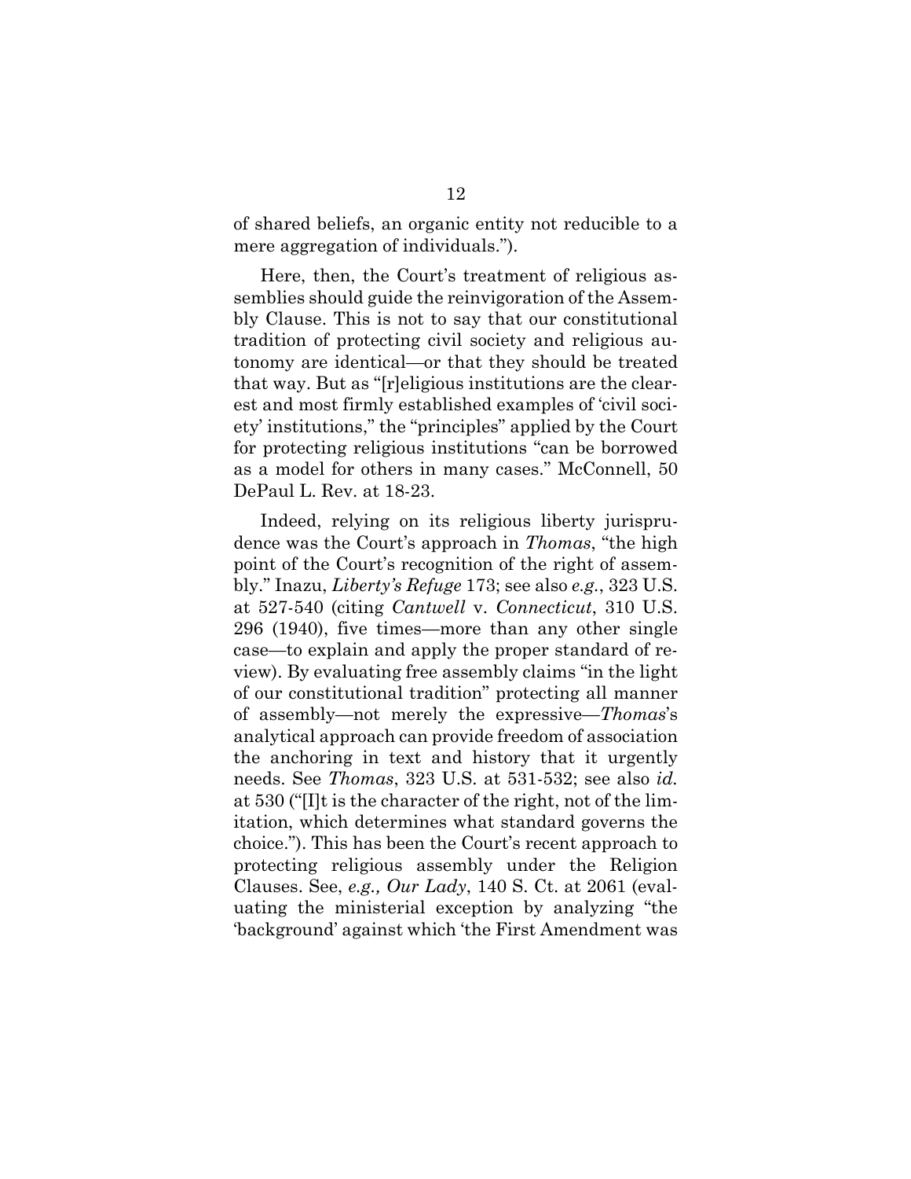of shared beliefs, an organic entity not reducible to a mere aggregation of individuals.").

Here, then, the Court's treatment of religious assemblies should guide the reinvigoration of the Assembly Clause. This is not to say that our constitutional tradition of protecting civil society and religious autonomy are identical—or that they should be treated that way. But as "[r]eligious institutions are the clearest and most firmly established examples of 'civil society' institutions," the "principles" applied by the Court for protecting religious institutions "can be borrowed as a model for others in many cases." McConnell, 50 DePaul L. Rev. at 18-23.

Indeed, relying on its religious liberty jurisprudence was the Court's approach in *Thomas*, "the high point of the Court's recognition of the right of assembly." Inazu, *Liberty's Refuge* 173; see also *e.g.*, 323 U.S. at 527-540 (citing *Cantwell* v. *Connecticut*, 310 U.S. 296 (1940), five times—more than any other single case—to explain and apply the proper standard of review). By evaluating free assembly claims "in the light of our constitutional tradition" protecting all manner of assembly—not merely the expressive—*Thomas*'s analytical approach can provide freedom of association the anchoring in text and history that it urgently needs. See *Thomas*, 323 U.S. at 531-532; see also *id.* at 530 ("[I]t is the character of the right, not of the limitation, which determines what standard governs the choice."). This has been the Court's recent approach to protecting religious assembly under the Religion Clauses. See, *e.g., Our Lady*, 140 S. Ct. at 2061 (evaluating the ministerial exception by analyzing "the 'background' against which 'the First Amendment was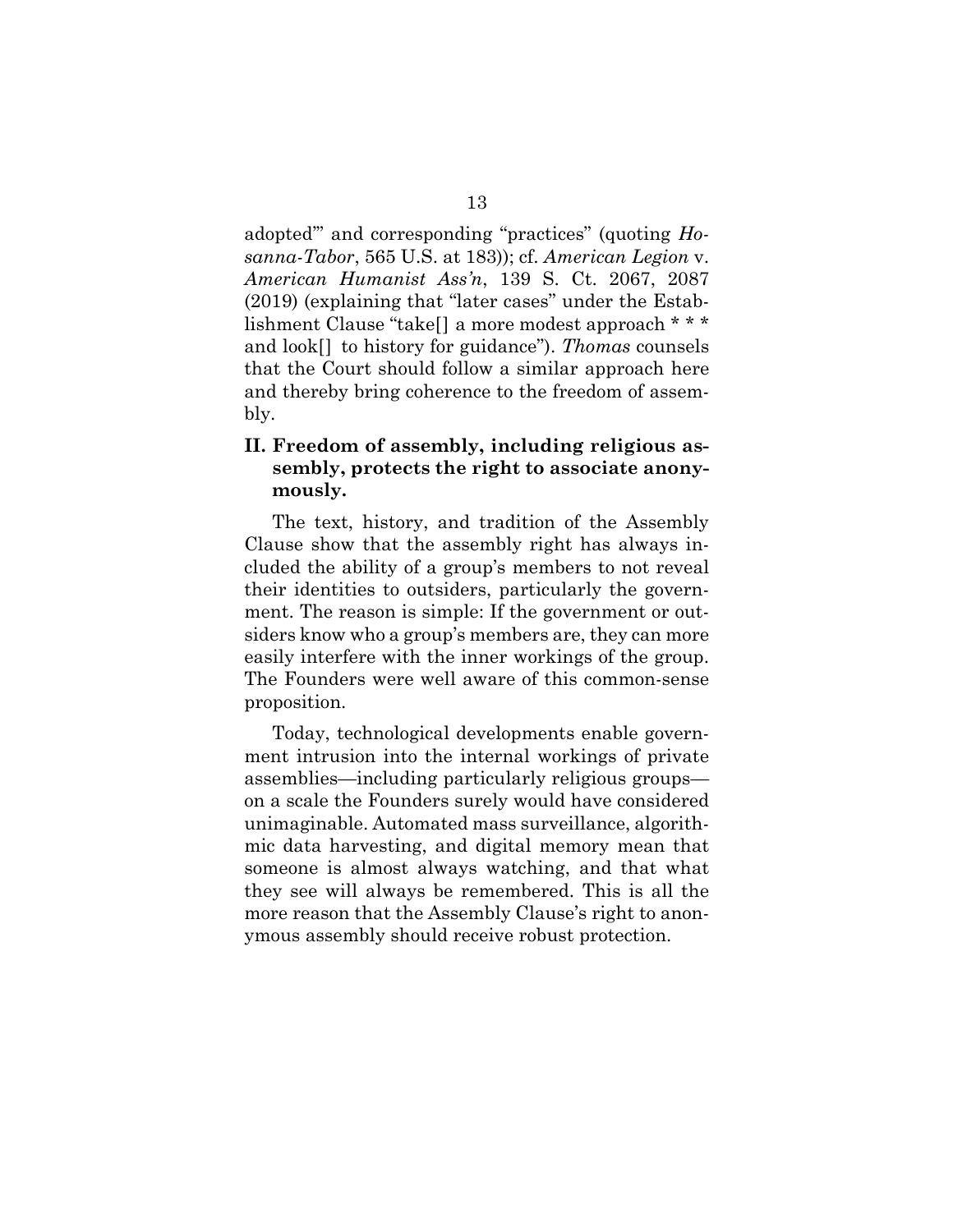adopted'" and corresponding "practices" (quoting *Hosanna-Tabor*, 565 U.S. at 183)); cf. *American Legion* v. *American Humanist Ass'n*, 139 S. Ct. 2067, 2087 (2019) (explaining that "later cases" under the Establishment Clause "take[] a more modest approach * * * and look[] to history for guidance"). *Thomas* counsels that the Court should follow a similar approach here and thereby bring coherence to the freedom of assembly.

## II. Freedom of assembly, including religious assembly, protects the right to associate anonymously.

The text, history, and tradition of the Assembly Clause show that the assembly right has always included the ability of a group's members to not reveal their identities to outsiders, particularly the government. The reason is simple: If the government or outsiders know who a group's members are, they can more easily interfere with the inner workings of the group. The Founders were well aware of this common-sense proposition.

Today, technological developments enable government intrusion into the internal workings of private assemblies—including particularly religious groups—on a scale the Founders surely would have considered unimaginable. Automated mass surveillance, algorithmic data harvesting, and digital memory mean that someone is almost always watching, and that what they see will always be remembered. This is all the more reason that the Assembly Clause's right to anonymous assembly should receive robust protection.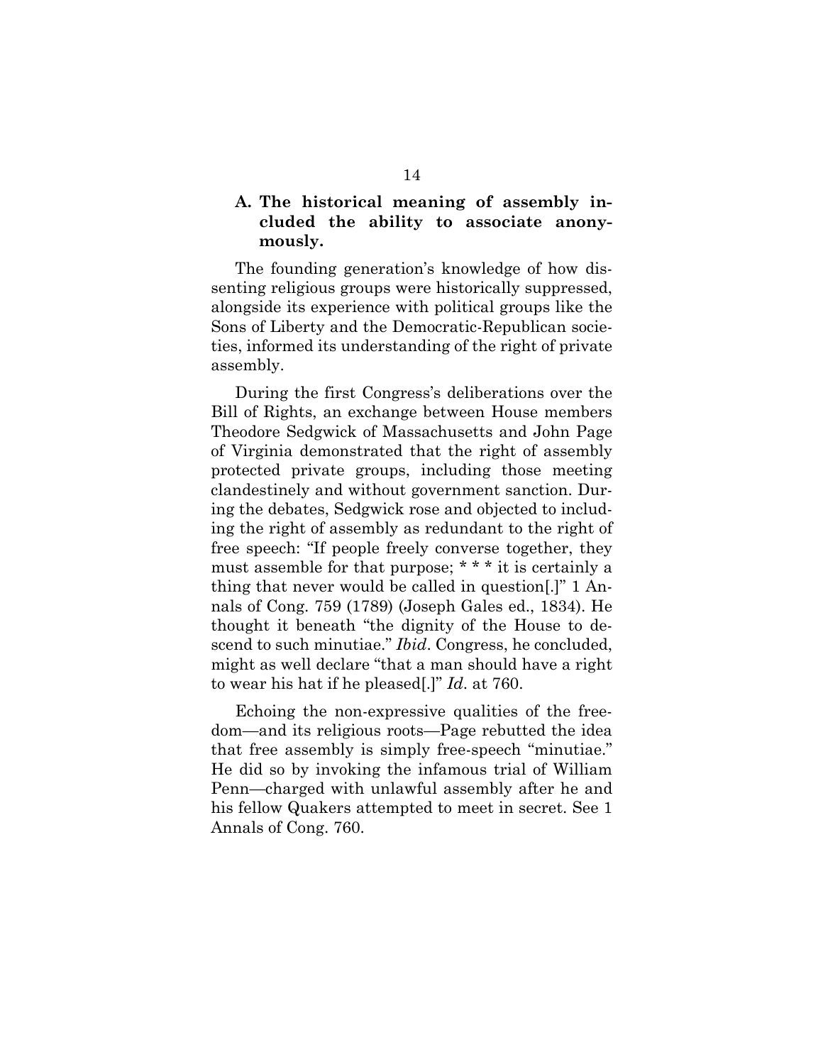### A. The historical meaning of assembly included the ability to associate anonymously.

The founding generation's knowledge of how dissenting religious groups were historically suppressed, alongside its experience with political groups like the Sons of Liberty and the Democratic-Republican societies, informed its understanding of the right of private assembly.

During the first Congress's deliberations over the Bill of Rights, an exchange between House members Theodore Sedgwick of Massachusetts and John Page of Virginia demonstrated that the right of assembly protected private groups, including those meeting clandestinely and without government sanction. During the debates, Sedgwick rose and objected to including the right of assembly as redundant to the right of free speech: "If people freely converse together, they must assemble for that purpose; * * * it is certainly a thing that never would be called in question[.]" 1 Annals of Cong. 759 (1789) (Joseph Gales ed., 1834). He thought it beneath "the dignity of the House to descend to such minutiae." *Ibid*. Congress, he concluded, might as well declare "that a man should have a right to wear his hat if he pleased[.]" *Id*. at 760.

Echoing the non-expressive qualities of the freedom—and its religious roots—Page rebutted the idea that free assembly is simply free-speech "minutiae." He did so by invoking the infamous trial of William Penn—charged with unlawful assembly after he and his fellow Quakers attempted to meet in secret. See 1 Annals of Cong. 760.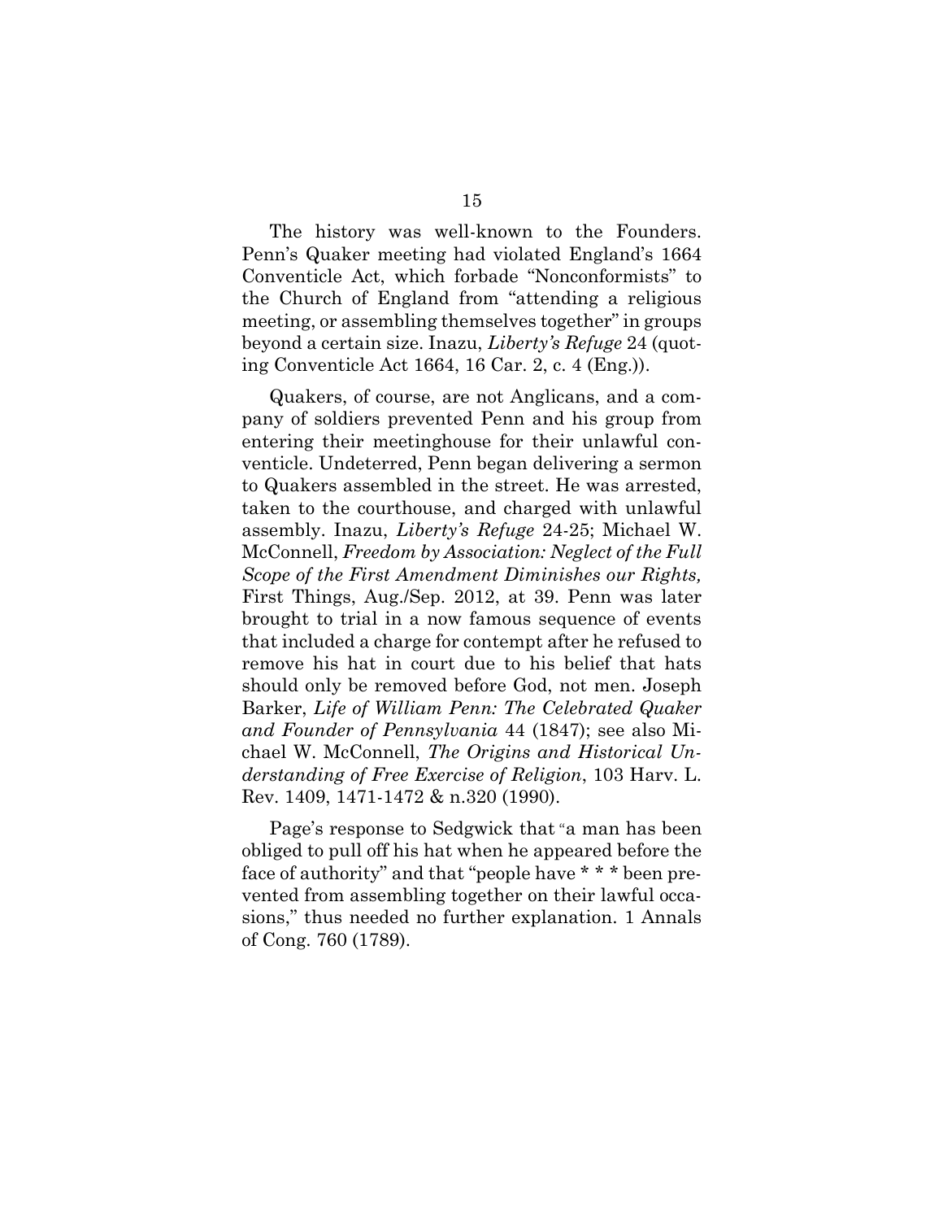The history was well-known to the Founders. Penn's Quaker meeting had violated England's 1664 Conventicle Act, which forbade "Nonconformists" to the Church of England from "attending a religious meeting, or assembling themselves together" in groups beyond a certain size. Inazu, *Liberty's Refuge* 24 (quoting Conventicle Act 1664, 16 Car. 2, c. 4 (Eng.)).

Quakers, of course, are not Anglicans, and a company of soldiers prevented Penn and his group from entering their meetinghouse for their unlawful conventicle. Undeterred, Penn began delivering a sermon to Quakers assembled in the street. He was arrested, taken to the courthouse, and charged with unlawful assembly. Inazu, *Liberty's Refuge* 24-25; Michael W. McConnell, *Freedom by Association: Neglect of the Full Scope of the First Amendment Diminishes our Rights,* First Things, Aug./Sep. 2012, at 39. Penn was later brought to trial in a now famous sequence of events that included a charge for contempt after he refused to remove his hat in court due to his belief that hats should only be removed before God, not men. Joseph Barker, *Life of William Penn: The Celebrated Quaker and Founder of Pennsylvania* 44 (1847); see also Michael W. McConnell, *The Origins and Historical Understanding of Free Exercise of Religion*, 103 Harv. L. Rev. 1409, 1471-1472 & n.320 (1990).

Page's response to Sedgwick that "a man has been obliged to pull off his hat when he appeared before the face of authority" and that "people have * * * been prevented from assembling together on their lawful occasions," thus needed no further explanation. 1 Annals of Cong. 760 (1789).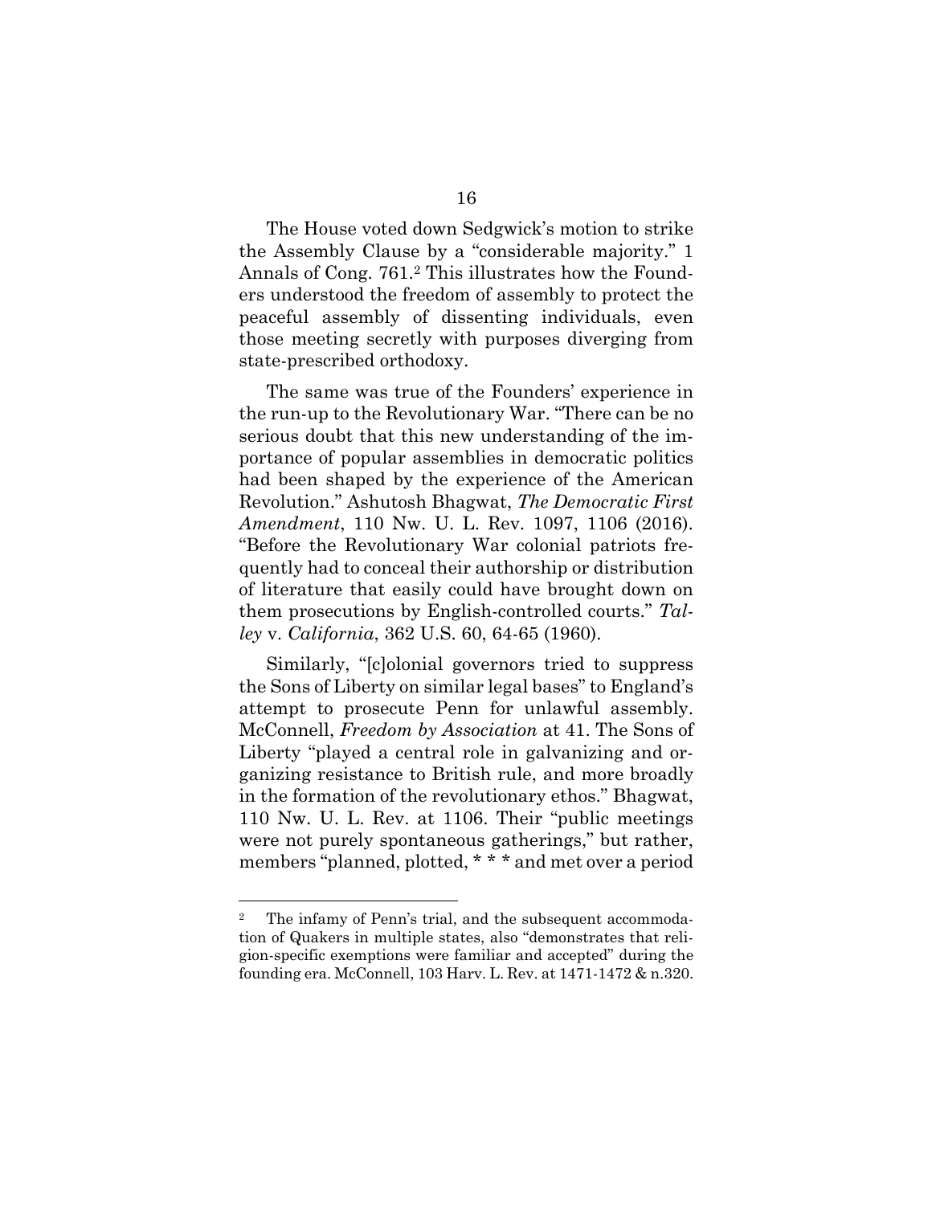The House voted down Sedgwick's motion to strike the Assembly Clause by a "considerable majority." 1 Annals of Cong. 761.[2] This illustrates how the Founders understood the freedom of assembly to protect the peaceful assembly of dissenting individuals, even those meeting secretly with purposes diverging from state-prescribed orthodoxy.

The same was true of the Founders' experience in the run-up to the Revolutionary War. "There can be no serious doubt that this new understanding of the importance of popular assemblies in democratic politics had been shaped by the experience of the American Revolution." Ashutosh Bhagwat, *The Democratic First Amendment*, 110 Nw. U. L. Rev. 1097, 1106 (2016). "Before the Revolutionary War colonial patriots frequently had to conceal their authorship or distribution of literature that easily could have brought down on them prosecutions by English-controlled courts." *Talley* v. *California*, 362 U.S. 60, 64-65 (1960).

Similarly, "[c]olonial governors tried to suppress the Sons of Liberty on similar legal bases" to England's attempt to prosecute Penn for unlawful assembly. McConnell, *Freedom by Association* at 41. The Sons of Liberty "played a central role in galvanizing and organizing resistance to British rule, and more broadly in the formation of the revolutionary ethos." Bhagwat, 110 Nw. U. L. Rev. at 1106. Their "public meetings were not purely spontaneous gatherings," but rather, members "planned, plotted, * * * and met over a period

---

[2] The infamy of Penn's trial, and the subsequent accommodation of Quakers in multiple states, also "demonstrates that religion-specific exemptions were familiar and accepted" during the founding era. McConnell, 103 Harv. L. Rev. at 1471-1472 & n.320.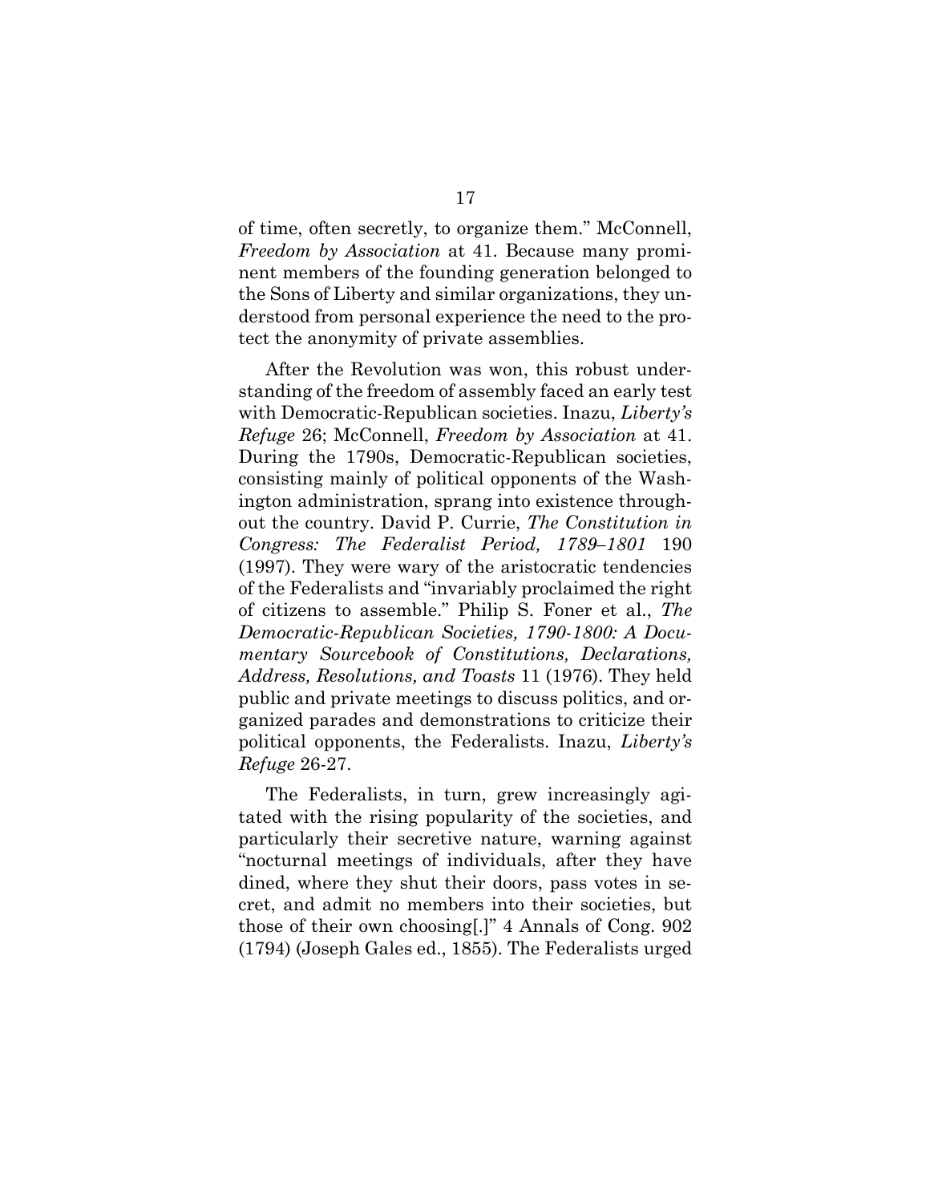of time, often secretly, to organize them." McConnell, *Freedom by Association* at 41. Because many prominent members of the founding generation belonged to the Sons of Liberty and similar organizations, they understood from personal experience the need to the protect the anonymity of private assemblies.

After the Revolution was won, this robust understanding of the freedom of assembly faced an early test with Democratic-Republican societies. Inazu, *Liberty's Refuge* 26; McConnell, *Freedom by Association* at 41. During the 1790s, Democratic-Republican societies, consisting mainly of political opponents of the Washington administration, sprang into existence throughout the country. David P. Currie, *The Constitution in Congress: The Federalist Period, 1789–1801* 190 (1997). They were wary of the aristocratic tendencies of the Federalists and "invariably proclaimed the right of citizens to assemble." Philip S. Foner et al., *The Democratic-Republican Societies, 1790-1800: A Documentary Sourcebook of Constitutions, Declarations, Address, Resolutions, and Toasts* 11 (1976). They held public and private meetings to discuss politics, and organized parades and demonstrations to criticize their political opponents, the Federalists. Inazu, *Liberty's Refuge* 26-27.

The Federalists, in turn, grew increasingly agitated with the rising popularity of the societies, and particularly their secretive nature, warning against "nocturnal meetings of individuals, after they have dined, where they shut their doors, pass votes in secret, and admit no members into their societies, but those of their own choosing[.]" 4 Annals of Cong. 902 (1794) (Joseph Gales ed., 1855). The Federalists urged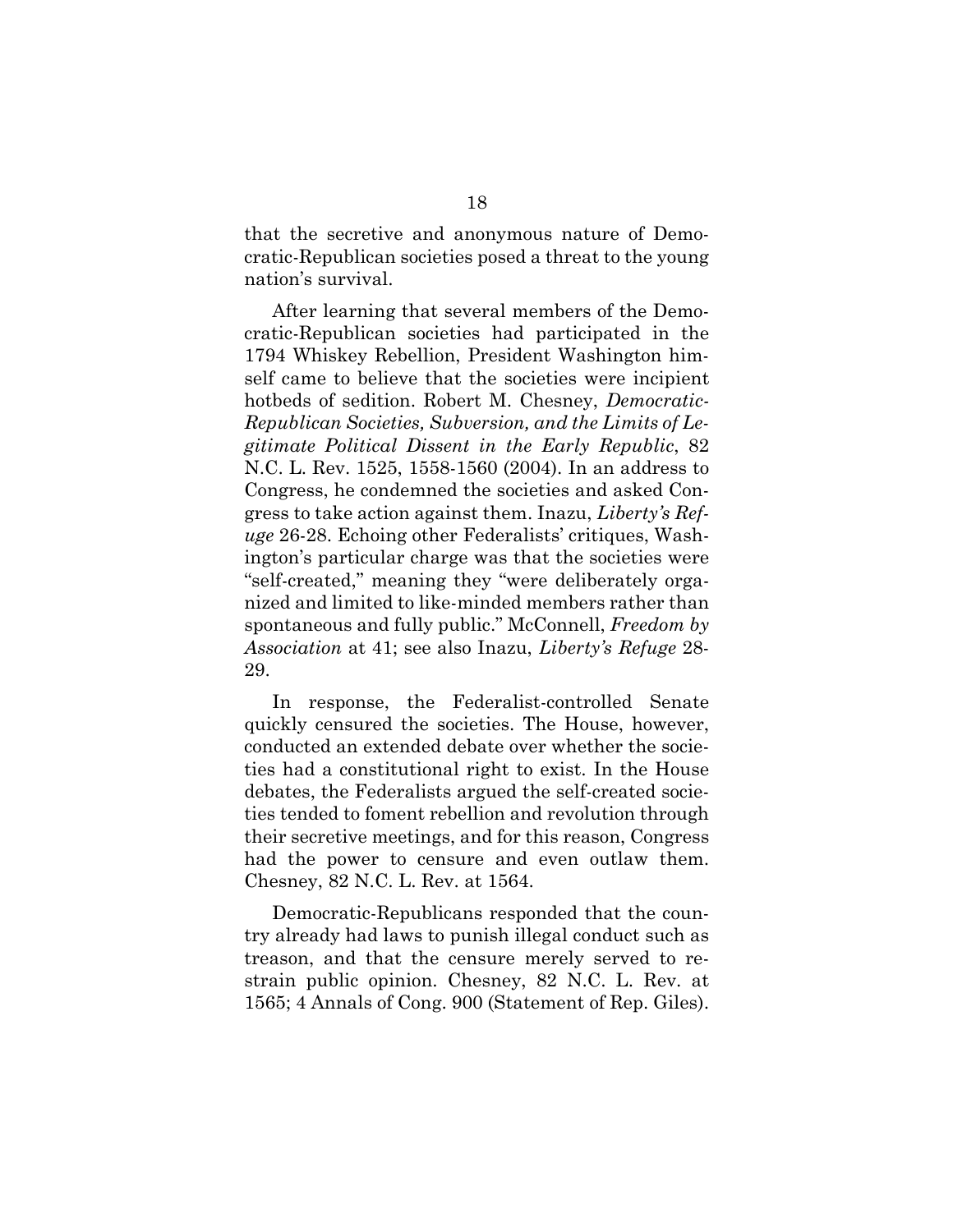that the secretive and anonymous nature of Democratic-Republican societies posed a threat to the young nation's survival.

After learning that several members of the Democratic-Republican societies had participated in the 1794 Whiskey Rebellion, President Washington himself came to believe that the societies were incipient hotbeds of sedition. Robert M. Chesney, *Democratic-Republican Societies, Subversion, and the Limits of Legitimate Political Dissent in the Early Republic*, 82 N.C. L. Rev. 1525, 1558-1560 (2004). In an address to Congress, he condemned the societies and asked Congress to take action against them. Inazu, *Liberty's Refuge* 26-28. Echoing other Federalists' critiques, Washington's particular charge was that the societies were "self-created," meaning they "were deliberately organized and limited to like-minded members rather than spontaneous and fully public." McConnell, *Freedom by Association* at 41; see also Inazu, *Liberty's Refuge* 28-29.

In response, the Federalist-controlled Senate quickly censured the societies. The House, however, conducted an extended debate over whether the societies had a constitutional right to exist. In the House debates, the Federalists argued the self-created societies tended to foment rebellion and revolution through their secretive meetings, and for this reason, Congress had the power to censure and even outlaw them. Chesney, 82 N.C. L. Rev. at 1564.

Democratic-Republicans responded that the country already had laws to punish illegal conduct such as treason, and that the censure merely served to restrain public opinion. Chesney, 82 N.C. L. Rev. at 1565; 4 Annals of Cong. 900 (Statement of Rep. Giles).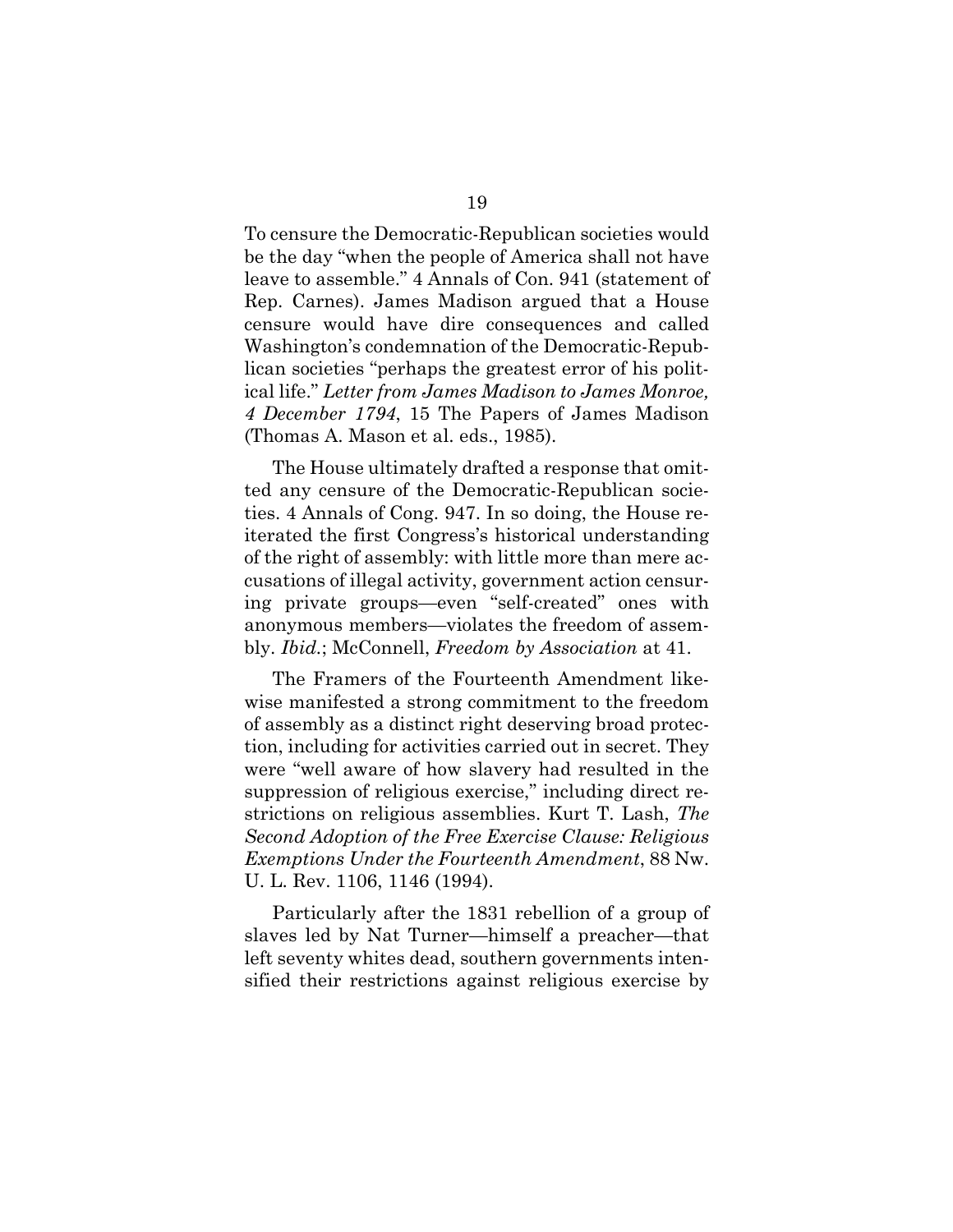To censure the Democratic-Republican societies would be the day "when the people of America shall not have leave to assemble." 4 Annals of Con. 941 (statement of Rep. Carnes). James Madison argued that a House censure would have dire consequences and called Washington's condemnation of the Democratic-Republican societies "perhaps the greatest error of his political life." *Letter from James Madison to James Monroe, 4 December 1794*, 15 The Papers of James Madison (Thomas A. Mason et al. eds., 1985).

The House ultimately drafted a response that omitted any censure of the Democratic-Republican societies. 4 Annals of Cong. 947. In so doing, the House reiterated the first Congress's historical understanding of the right of assembly: with little more than mere accusations of illegal activity, government action censuring private groups—even "self-created" ones with anonymous members—violates the freedom of assembly. *Ibid.*; McConnell, *Freedom by Association* at 41.

The Framers of the Fourteenth Amendment likewise manifested a strong commitment to the freedom of assembly as a distinct right deserving broad protection, including for activities carried out in secret. They were "well aware of how slavery had resulted in the suppression of religious exercise," including direct restrictions on religious assemblies. Kurt T. Lash, *The Second Adoption of the Free Exercise Clause: Religious Exemptions Under the Fourteenth Amendment*, 88 Nw. U. L. Rev. 1106, 1146 (1994).

Particularly after the 1831 rebellion of a group of slaves led by Nat Turner—himself a preacher—that left seventy whites dead, southern governments intensified their restrictions against religious exercise by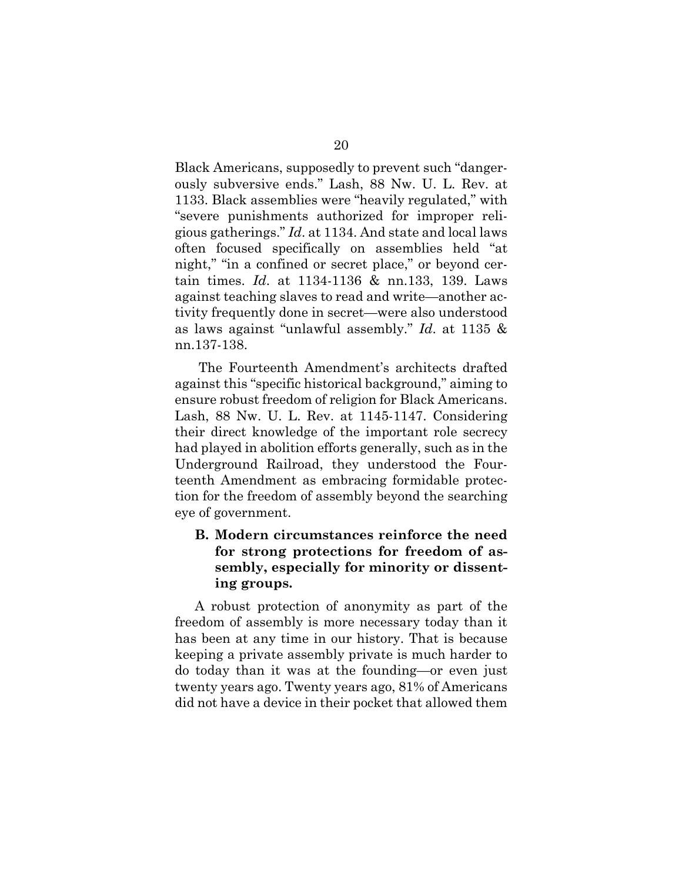Black Americans, supposedly to prevent such "dangerously subversive ends." Lash, 88 Nw. U. L. Rev. at 1133. Black assemblies were "heavily regulated," with "severe punishments authorized for improper religious gatherings." *Id*. at 1134. And state and local laws often focused specifically on assemblies held "at night," "in a confined or secret place," or beyond certain times. *Id*. at 1134-1136 & nn.133, 139. Laws against teaching slaves to read and write—another activity frequently done in secret—were also understood as laws against "unlawful assembly." *Id*. at 1135 & nn.137-138.

The Fourteenth Amendment's architects drafted against this "specific historical background," aiming to ensure robust freedom of religion for Black Americans. Lash, 88 Nw. U. L. Rev. at 1145-1147. Considering their direct knowledge of the important role secrecy had played in abolition efforts generally, such as in the Underground Railroad, they understood the Fourteenth Amendment as embracing formidable protection for the freedom of assembly beyond the searching eye of government.

### B. Modern circumstances reinforce the need for strong protections for freedom of assembly, especially for minority or dissenting groups.

A robust protection of anonymity as part of the freedom of assembly is more necessary today than it has been at any time in our history. That is because keeping a private assembly private is much harder to do today than it was at the founding—or even just twenty years ago. Twenty years ago, 81% of Americans did not have a device in their pocket that allowed them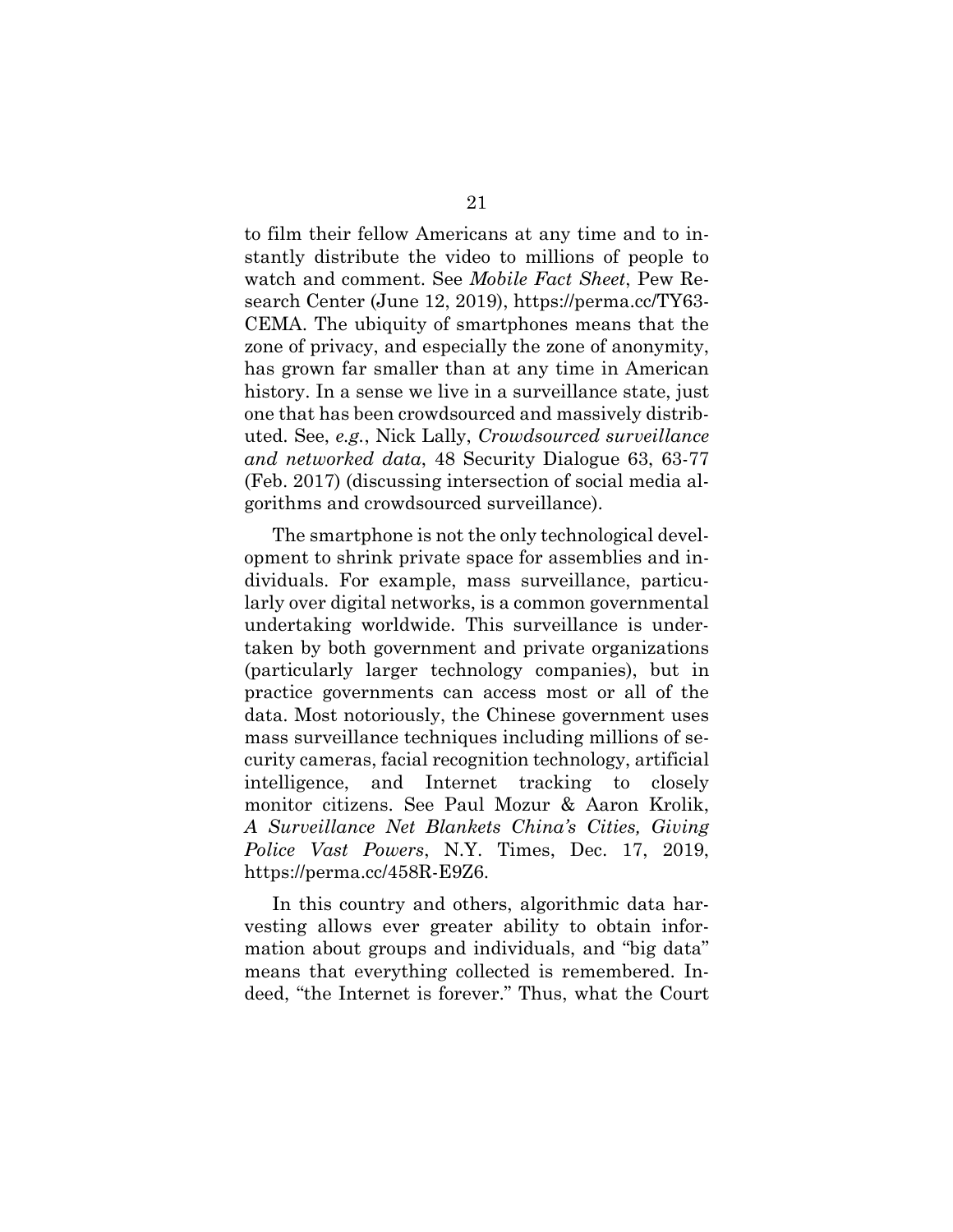to film their fellow Americans at any time and to instantly distribute the video to millions of people to watch and comment. See *Mobile Fact Sheet*, Pew Research Center (June 12, 2019), https://perma.cc/TY63-CEMA. The ubiquity of smartphones means that the zone of privacy, and especially the zone of anonymity, has grown far smaller than at any time in American history. In a sense we live in a surveillance state, just one that has been crowdsourced and massively distributed. See, *e.g.*, Nick Lally, *Crowdsourced surveillance and networked data*, 48 Security Dialogue 63, 63-77 (Feb. 2017) (discussing intersection of social media algorithms and crowdsourced surveillance).

The smartphone is not the only technological development to shrink private space for assemblies and individuals. For example, mass surveillance, particularly over digital networks, is a common governmental undertaking worldwide. This surveillance is undertaken by both government and private organizations (particularly larger technology companies), but in practice governments can access most or all of the data. Most notoriously, the Chinese government uses mass surveillance techniques including millions of security cameras, facial recognition technology, artificial intelligence, and Internet tracking to closely monitor citizens. See Paul Mozur & Aaron Krolik, *A Surveillance Net Blankets China's Cities, Giving Police Vast Powers*, N.Y. Times, Dec. 17, 2019, https://perma.cc/458R-E9Z6.

In this country and others, algorithmic data harvesting allows ever greater ability to obtain information about groups and individuals, and "big data" means that everything collected is remembered. Indeed, "the Internet is forever." Thus, what the Court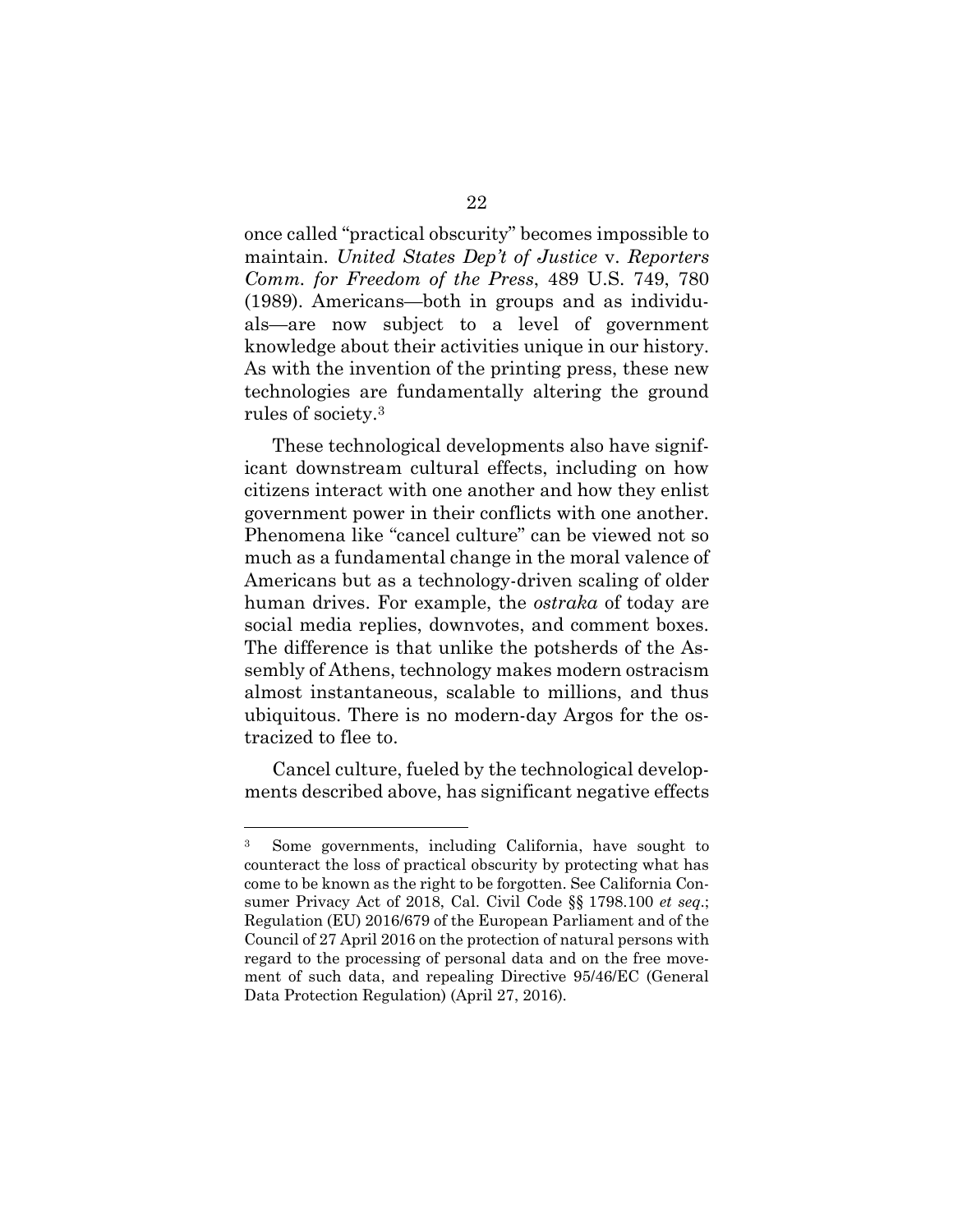once called "practical obscurity" becomes impossible to maintain. *United States Dep't of Justice* v. *Reporters Comm. for Freedom of the Press*, 489 U.S. 749, 780 (1989). Americans—both in groups and as individuals—are now subject to a level of government knowledge about their activities unique in our history. As with the invention of the printing press, these new technologies are fundamentally altering the ground rules of society.[3]

These technological developments also have significant downstream cultural effects, including on how citizens interact with one another and how they enlist government power in their conflicts with one another. Phenomena like "cancel culture" can be viewed not so much as a fundamental change in the moral valence of Americans but as a technology-driven scaling of older human drives. For example, the *ostraka* of today are social media replies, downvotes, and comment boxes. The difference is that unlike the potsherds of the Assembly of Athens, technology makes modern ostracism almost instantaneous, scalable to millions, and thus ubiquitous. There is no modern-day Argos for the ostracized to flee to.

Cancel culture, fueled by the technological developments described above, has significant negative effects

---

[3] Some governments, including California, have sought to counteract the loss of practical obscurity by protecting what has come to be known as the right to be forgotten. See California Consumer Privacy Act of 2018, Cal. Civil Code §§ 1798.100 *et seq.*; Regulation (EU) 2016/679 of the European Parliament and of the Council of 27 April 2016 on the protection of natural persons with regard to the processing of personal data and on the free movement of such data, and repealing Directive 95/46/EC (General Data Protection Regulation) (April 27, 2016).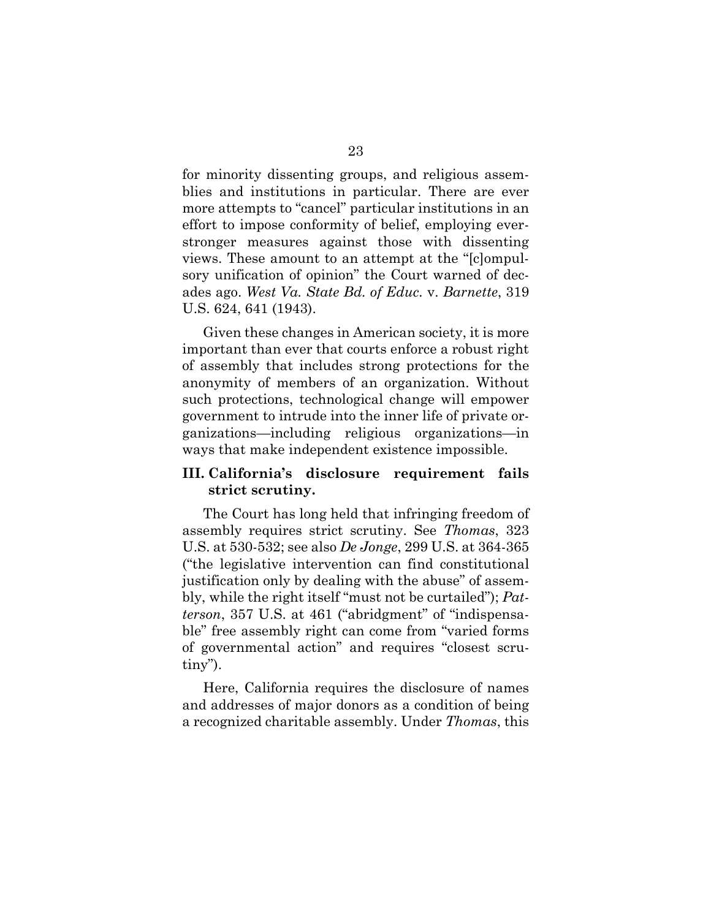for minority dissenting groups, and religious assemblies and institutions in particular. There are ever more attempts to "cancel" particular institutions in an effort to impose conformity of belief, employing ever-stronger measures against those with dissenting views. These amount to an attempt at the "[c]ompulsory unification of opinion" the Court warned of decades ago. *West Va. State Bd. of Educ.* v. *Barnette*, 319 U.S. 624, 641 (1943).

Given these changes in American society, it is more important than ever that courts enforce a robust right of assembly that includes strong protections for the anonymity of members of an organization. Without such protections, technological change will empower government to intrude into the inner life of private organizations—including religious organizations—in ways that make independent existence impossible.

### III. California's disclosure requirement fails strict scrutiny.

The Court has long held that infringing freedom of assembly requires strict scrutiny. See *Thomas*, 323 U.S. at 530-532; see also *De Jonge*, 299 U.S. at 364-365 ("the legislative intervention can find constitutional justification only by dealing with the abuse" of assembly, while the right itself "must not be curtailed"); *Patterson*, 357 U.S. at 461 ("abridgment" of "indispensable" free assembly right can come from "varied forms of governmental action" and requires "closest scrutiny").

Here, California requires the disclosure of names and addresses of major donors as a condition of being a recognized charitable assembly. Under *Thomas*, this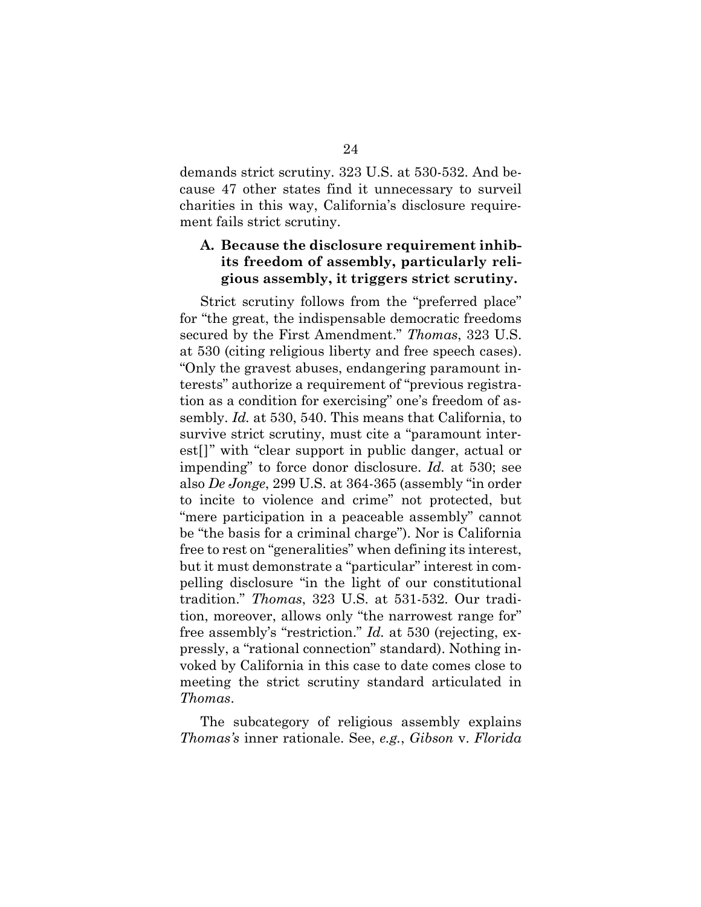demands strict scrutiny. 323 U.S. at 530-532. And because 47 other states find it unnecessary to surveil charities in this way, California's disclosure requirement fails strict scrutiny.

### A. Because the disclosure requirement inhibits freedom of assembly, particularly religious assembly, it triggers strict scrutiny.

Strict scrutiny follows from the "preferred place" for "the great, the indispensable democratic freedoms secured by the First Amendment." *Thomas*, 323 U.S. at 530 (citing religious liberty and free speech cases). "Only the gravest abuses, endangering paramount interests" authorize a requirement of "previous registration as a condition for exercising" one's freedom of assembly. *Id.* at 530, 540. This means that California, to survive strict scrutiny, must cite a "paramount interest[]" with "clear support in public danger, actual or impending" to force donor disclosure. *Id.* at 530; see also *De Jonge*, 299 U.S. at 364-365 (assembly "in order to incite to violence and crime" not protected, but "mere participation in a peaceable assembly" cannot be "the basis for a criminal charge"). Nor is California free to rest on "generalities" when defining its interest, but it must demonstrate a "particular" interest in compelling disclosure "in the light of our constitutional tradition." *Thomas*, 323 U.S. at 531-532. Our tradition, moreover, allows only "the narrowest range for" free assembly's "restriction." *Id.* at 530 (rejecting, expressly, a "rational connection" standard). Nothing invoked by California in this case to date comes close to meeting the strict scrutiny standard articulated in *Thomas*.

The subcategory of religious assembly explains *Thomas's* inner rationale. See, *e.g.*, *Gibson* v. *Florida*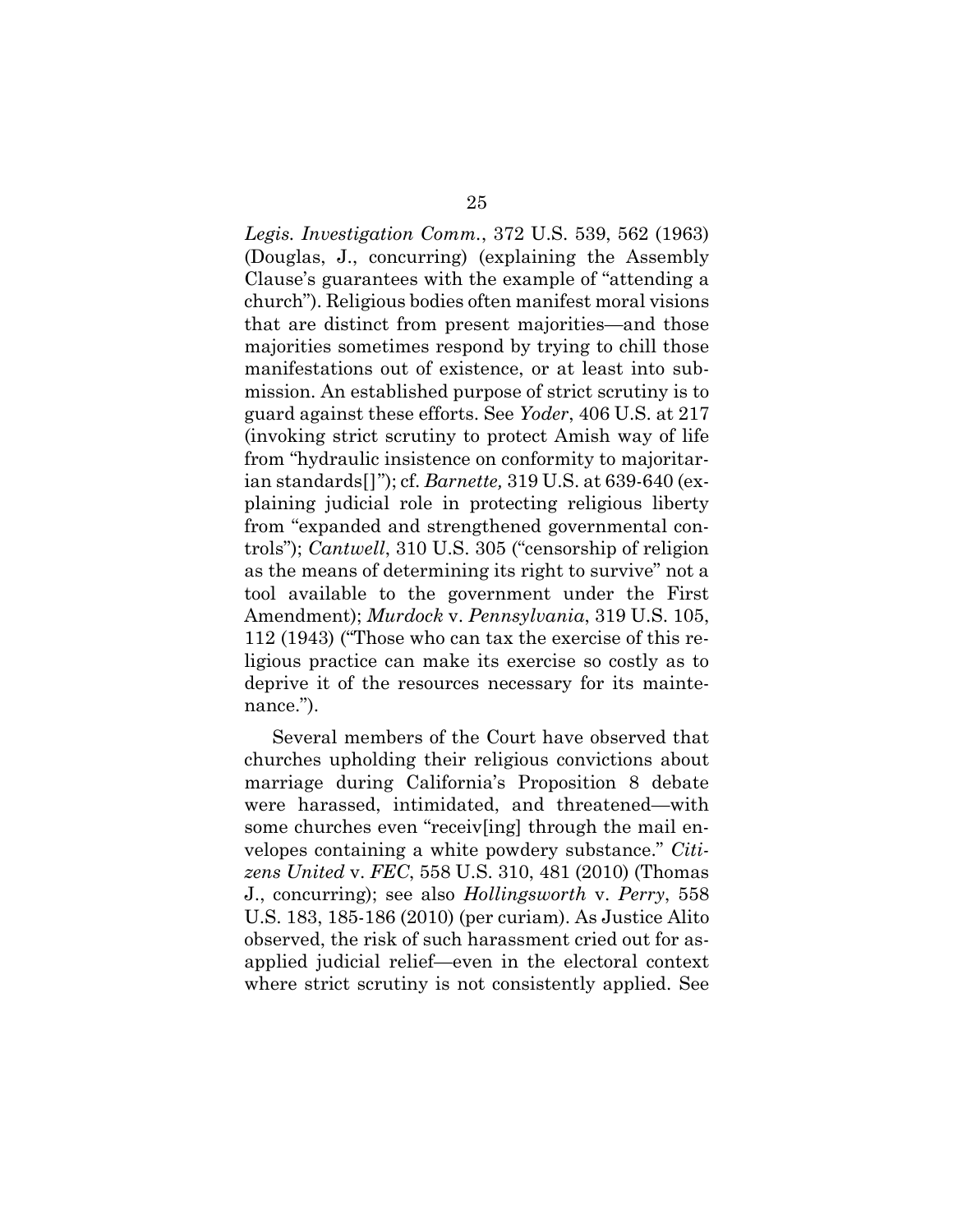*Legis. Investigation Comm.*, 372 U.S. 539, 562 (1963) (Douglas, J., concurring) (explaining the Assembly Clause's guarantees with the example of "attending a church"). Religious bodies often manifest moral visions that are distinct from present majorities—and those majorities sometimes respond by trying to chill those manifestations out of existence, or at least into submission. An established purpose of strict scrutiny is to guard against these efforts. See *Yoder*, 406 U.S. at 217 (invoking strict scrutiny to protect Amish way of life from "hydraulic insistence on conformity to majoritarian standards[]"); cf. *Barnette,* 319 U.S. at 639-640 (explaining judicial role in protecting religious liberty from "expanded and strengthened governmental controls"); *Cantwell*, 310 U.S. 305 ("censorship of religion as the means of determining its right to survive" not a tool available to the government under the First Amendment); *Murdock* v. *Pennsylvania*, 319 U.S. 105, 112 (1943) ("Those who can tax the exercise of this religious practice can make its exercise so costly as to deprive it of the resources necessary for its maintenance.").

Several members of the Court have observed that churches upholding their religious convictions about marriage during California's Proposition 8 debate were harassed, intimidated, and threatened—with some churches even "receiv[ing] through the mail envelopes containing a white powdery substance." *Citizens United* v. *FEC*, 558 U.S. 310, 481 (2010) (Thomas J., concurring); see also *Hollingsworth* v. *Perry*, 558 U.S. 183, 185-186 (2010) (per curiam). As Justice Alito observed, the risk of such harassment cried out for as-applied judicial relief—even in the electoral context where strict scrutiny is not consistently applied. See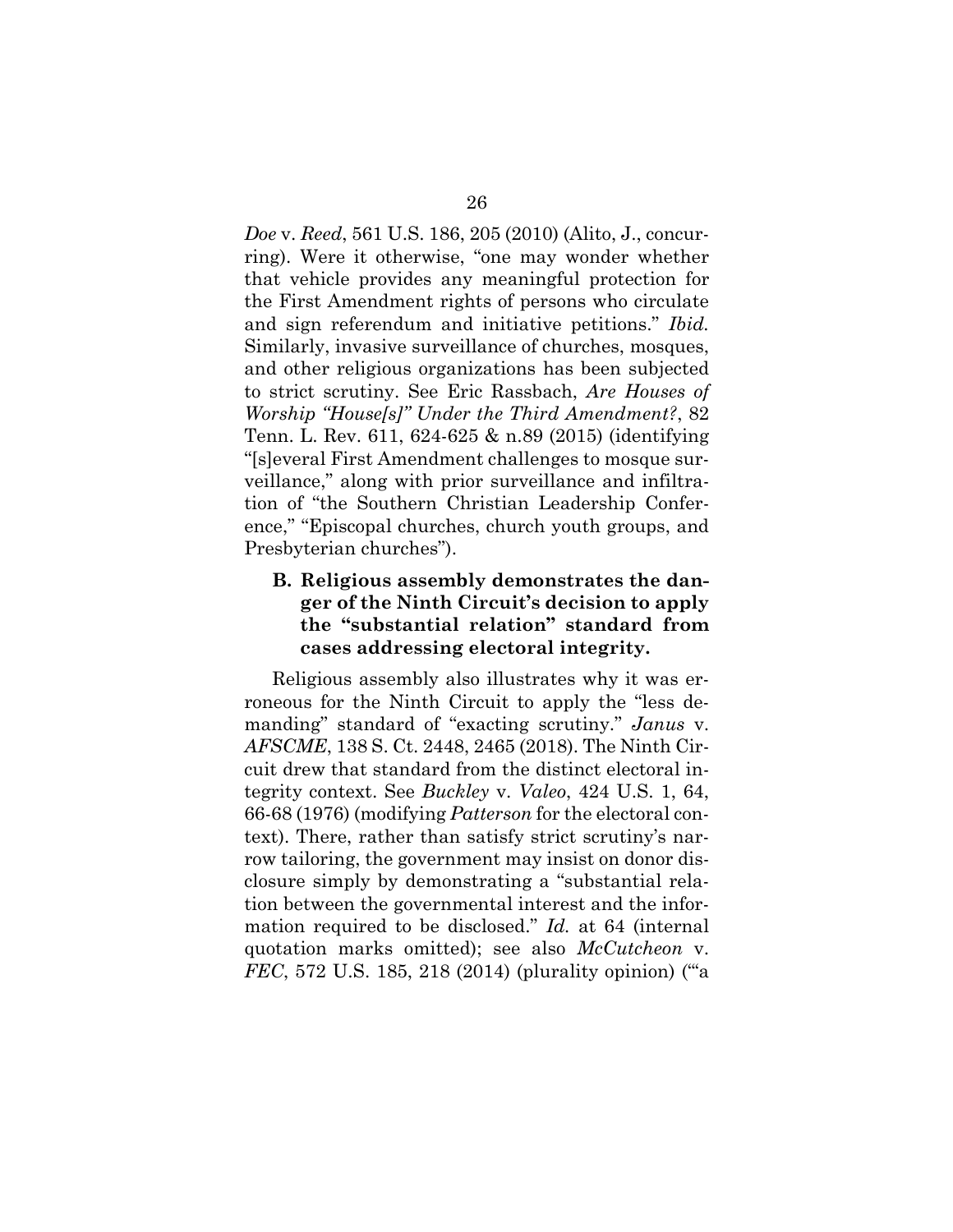*Doe* v. *Reed*, 561 U.S. 186, 205 (2010) (Alito, J., concurring). Were it otherwise, "one may wonder whether that vehicle provides any meaningful protection for the First Amendment rights of persons who circulate and sign referendum and initiative petitions." *Ibid.* Similarly, invasive surveillance of churches, mosques, and other religious organizations has been subjected to strict scrutiny. See Eric Rassbach, *Are Houses of Worship "House[s]" Under the Third Amendment?*, 82 Tenn. L. Rev. 611, 624-625 & n.89 (2015) (identifying "[s]everal First Amendment challenges to mosque surveillance," along with prior surveillance and infiltration of "the Southern Christian Leadership Conference," "Episcopal churches, church youth groups, and Presbyterian churches").

### B. Religious assembly demonstrates the danger of the Ninth Circuit's decision to apply the "substantial relation" standard from cases addressing electoral integrity.

Religious assembly also illustrates why it was erroneous for the Ninth Circuit to apply the "less demanding" standard of "exacting scrutiny." *Janus* v. *AFSCME*, 138 S. Ct. 2448, 2465 (2018). The Ninth Circuit drew that standard from the distinct electoral integrity context. See *Buckley* v. *Valeo*, 424 U.S. 1, 64, 66-68 (1976) (modifying *Patterson* for the electoral context). There, rather than satisfy strict scrutiny's narrow tailoring, the government may insist on donor disclosure simply by demonstrating a "substantial relation between the governmental interest and the information required to be disclosed." *Id.* at 64 (internal quotation marks omitted); see also *McCutcheon* v. *FEC*, 572 U.S. 185, 218 (2014) (plurality opinion) ("'a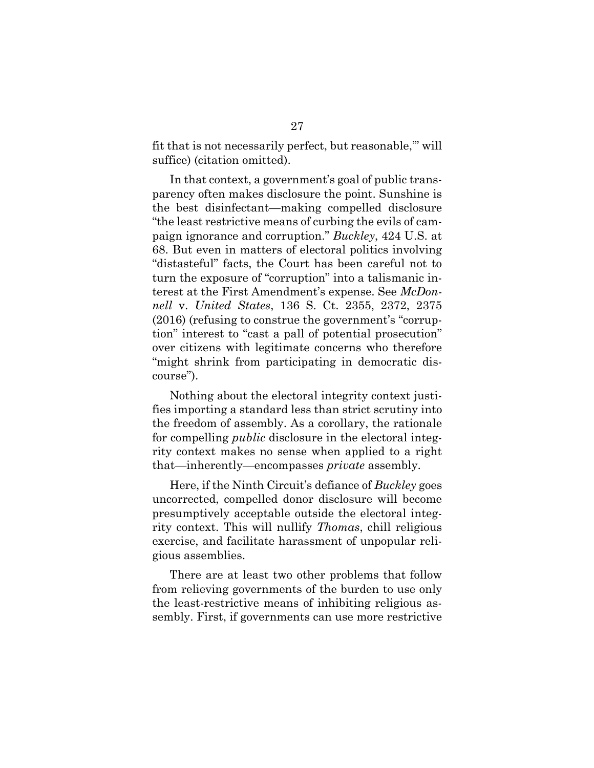fit that is not necessarily perfect, but reasonable,'" will suffice) (citation omitted).

In that context, a government's goal of public transparency often makes disclosure the point. Sunshine is the best disinfectant—making compelled disclosure "the least restrictive means of curbing the evils of campaign ignorance and corruption." *Buckley*, 424 U.S. at 68. But even in matters of electoral politics involving "distasteful" facts, the Court has been careful not to turn the exposure of "corruption" into a talismanic interest at the First Amendment's expense. See *McDonnell* v. *United States*, 136 S. Ct. 2355, 2372, 2375 (2016) (refusing to construe the government's "corruption" interest to "cast a pall of potential prosecution" over citizens with legitimate concerns who therefore "might shrink from participating in democratic discourse").

Nothing about the electoral integrity context justifies importing a standard less than strict scrutiny into the freedom of assembly. As a corollary, the rationale for compelling *public* disclosure in the electoral integrity context makes no sense when applied to a right that—inherently—encompasses *private* assembly.

Here, if the Ninth Circuit's defiance of *Buckley* goes uncorrected, compelled donor disclosure will become presumptively acceptable outside the electoral integrity context. This will nullify *Thomas*, chill religious exercise, and facilitate harassment of unpopular religious assemblies.

There are at least two other problems that follow from relieving governments of the burden to use only the least-restrictive means of inhibiting religious assembly. First, if governments can use more restrictive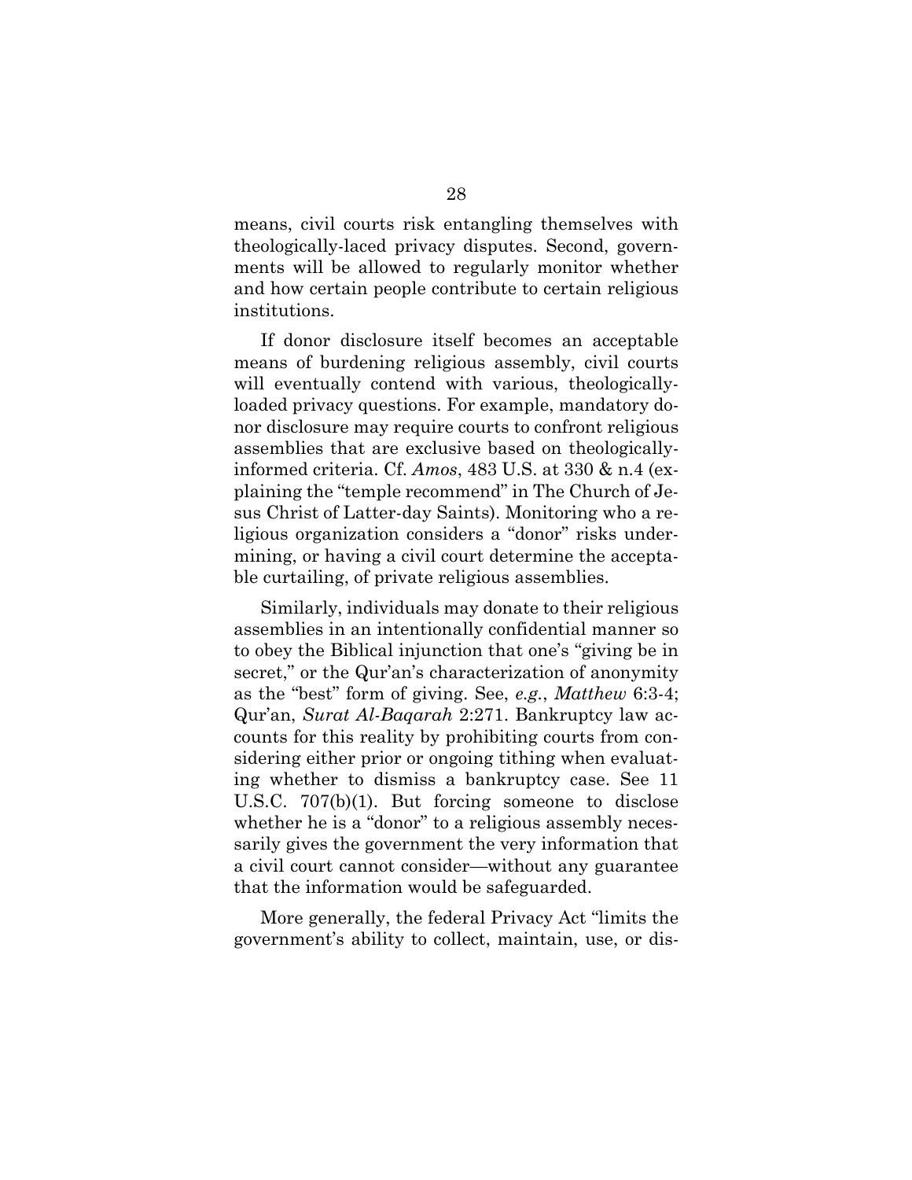means, civil courts risk entangling themselves with theologically-laced privacy disputes. Second, governments will be allowed to regularly monitor whether and how certain people contribute to certain religious institutions.

If donor disclosure itself becomes an acceptable means of burdening religious assembly, civil courts will eventually contend with various, theologically-loaded privacy questions. For example, mandatory donor disclosure may require courts to confront religious assemblies that are exclusive based on theologically-informed criteria. Cf. *Amos*, 483 U.S. at 330 & n.4 (explaining the "temple recommend" in The Church of Jesus Christ of Latter-day Saints). Monitoring who a religious organization considers a "donor" risks undermining, or having a civil court determine the acceptable curtailing, of private religious assemblies.

Similarly, individuals may donate to their religious assemblies in an intentionally confidential manner so to obey the Biblical injunction that one's "giving be in secret," or the Qur'an's characterization of anonymity as the "best" form of giving. See, *e.g.*, *Matthew* 6:3-4; Qur'an, *Surat Al-Baqarah* 2:271. Bankruptcy law accounts for this reality by prohibiting courts from considering either prior or ongoing tithing when evaluating whether to dismiss a bankruptcy case. See 11 U.S.C. 707(b)(1). But forcing someone to disclose whether he is a "donor" to a religious assembly necessarily gives the government the very information that a civil court cannot consider—without any guarantee that the information would be safeguarded.

More generally, the federal Privacy Act "limits the government's ability to collect, maintain, use, or dis-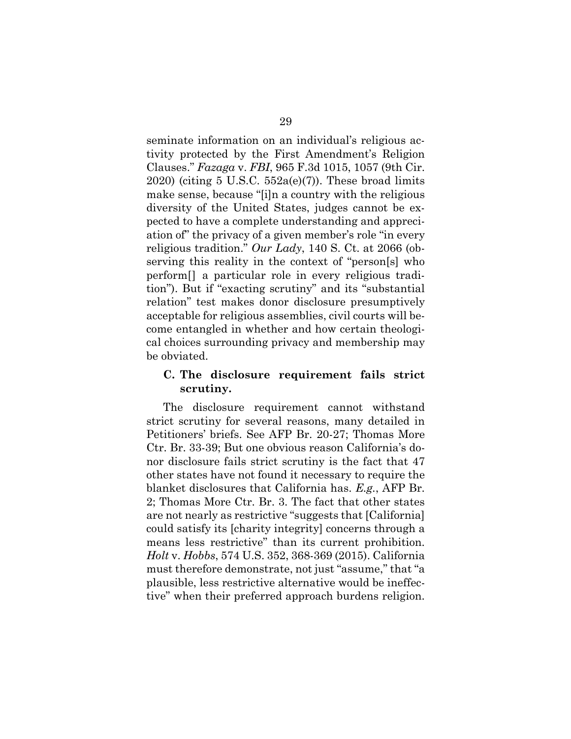seminate information on an individual's religious activity protected by the First Amendment's Religion Clauses." *Fazaga* v. *FBI*, 965 F.3d 1015, 1057 (9th Cir. 2020) (citing 5 U.S.C. 552a(e)(7)). These broad limits make sense, because "[i]n a country with the religious diversity of the United States, judges cannot be expected to have a complete understanding and appreciation of" the privacy of a given member's role "in every religious tradition." *Our Lady*, 140 S. Ct. at 2066 (observing this reality in the context of "person[s] who perform[] a particular role in every religious tradition"). But if "exacting scrutiny" and its "substantial relation" test makes donor disclosure presumptively acceptable for religious assemblies, civil courts will become entangled in whether and how certain theological choices surrounding privacy and membership may be obviated.

### C. The disclosure requirement fails strict scrutiny.

The disclosure requirement cannot withstand strict scrutiny for several reasons, many detailed in Petitioners' briefs. See AFP Br. 20-27; Thomas More Ctr. Br. 33-39; But one obvious reason California's donor disclosure fails strict scrutiny is the fact that 47 other states have not found it necessary to require the blanket disclosures that California has. *E.g.*, AFP Br. 2; Thomas More Ctr. Br. 3. The fact that other states are not nearly as restrictive "suggests that [California] could satisfy its [charity integrity] concerns through a means less restrictive" than its current prohibition. *Holt* v. *Hobbs*, 574 U.S. 352, 368-369 (2015). California must therefore demonstrate, not just "assume," that "a plausible, less restrictive alternative would be ineffective" when their preferred approach burdens religion.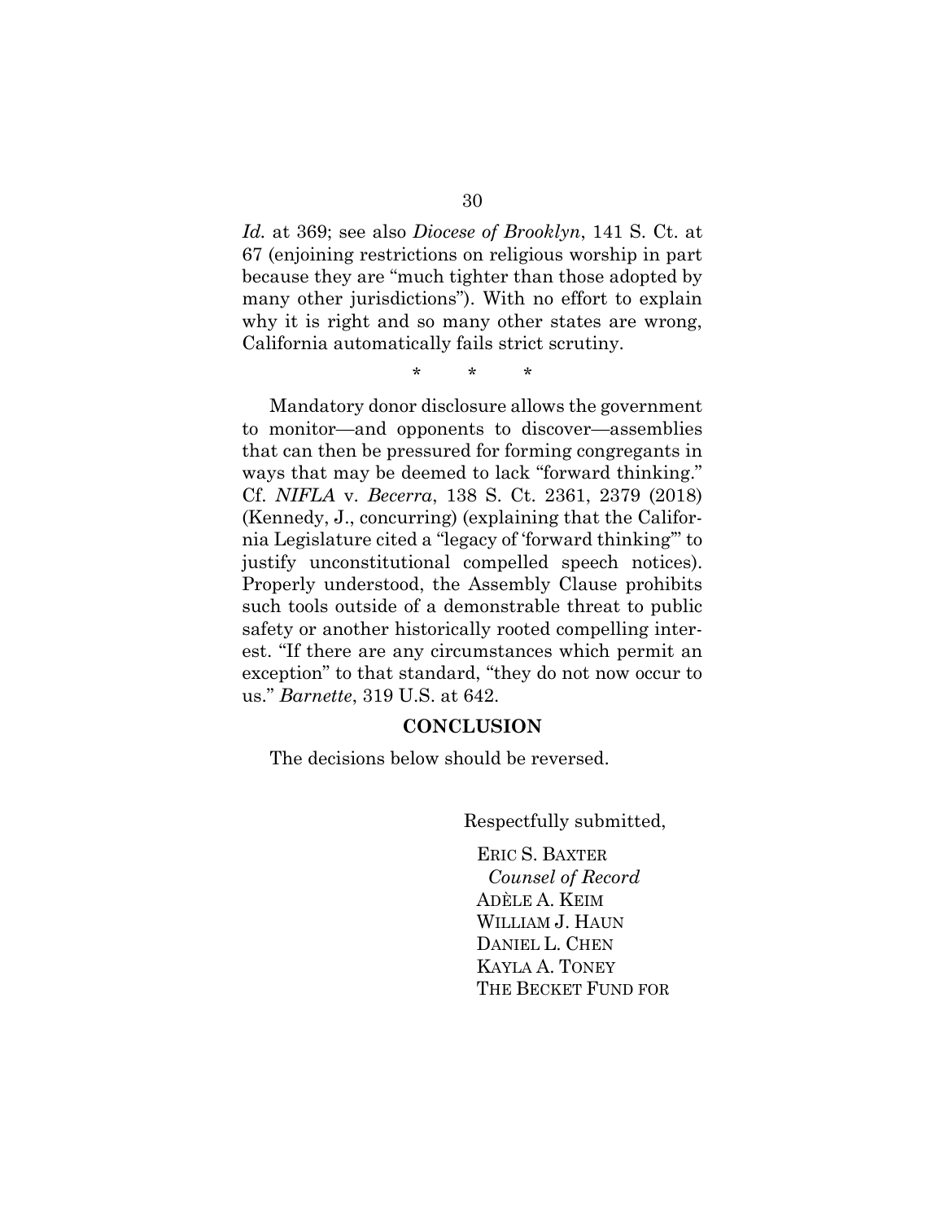*Id.* at 369; see also *Diocese of Brooklyn*, 141 S. Ct. at 67 (enjoining restrictions on religious worship in part because they are "much tighter than those adopted by many other jurisdictions"). With no effort to explain why it is right and so many other states are wrong, California automatically fails strict scrutiny.

\* \* \*

Mandatory donor disclosure allows the government to monitor—and opponents to discover—assemblies that can then be pressured for forming congregants in ways that may be deemed to lack "forward thinking." Cf. *NIFLA* v. *Becerra*, 138 S. Ct. 2361, 2379 (2018) (Kennedy, J., concurring) (explaining that the California Legislature cited a "legacy of 'forward thinking'" to justify unconstitutional compelled speech notices). Properly understood, the Assembly Clause prohibits such tools outside of a demonstrable threat to public safety or another historically rooted compelling interest. "If there are any circumstances which permit an exception" to that standard, "they do not now occur to us." *Barnette*, 319 U.S. at 642.

## CONCLUSION

The decisions below should be reversed.

Respectfully submitted,

ERIC S. BAXTER
*Counsel of Record*
ADÈLE A. KEIM
WILLIAM J. HAUN
DANIEL L. CHEN
KAYLA A. TONEY
THE BECKET FUND FOR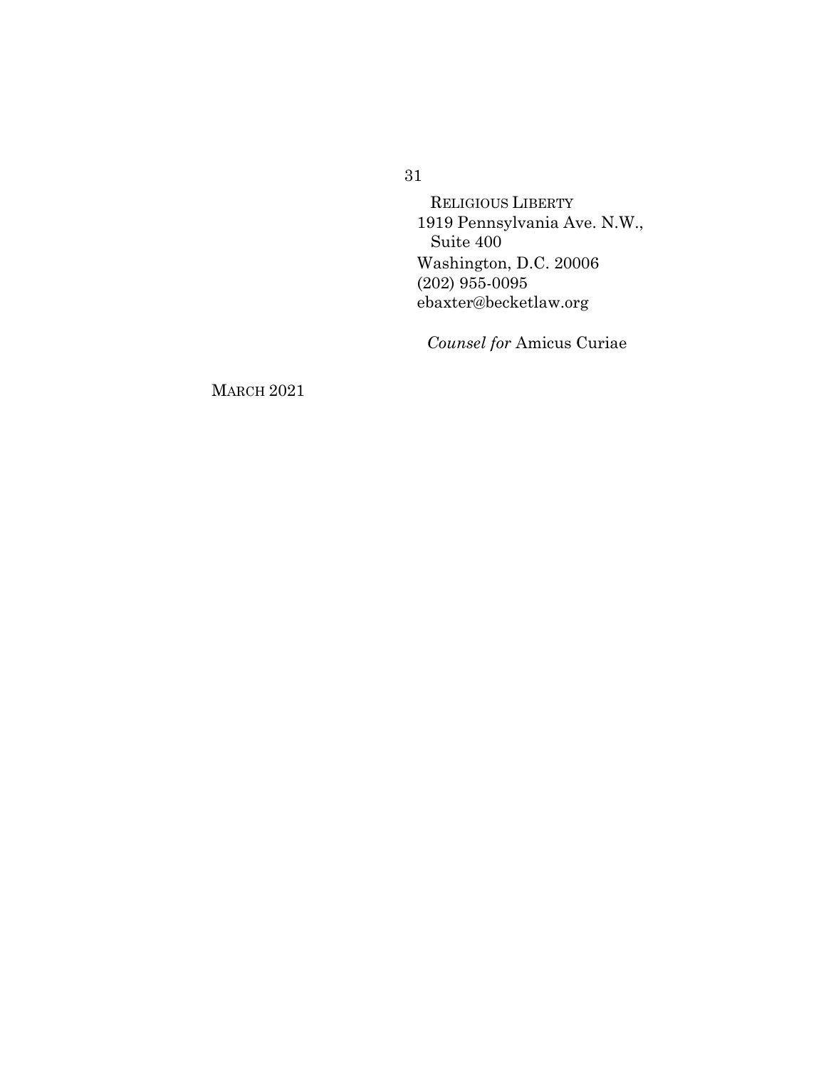RELIGIOUS LIBERTY
1919 Pennsylvania Ave. N.W.,
Suite 400
Washington, D.C. 20006
(202) 955-0095
ebaxter@becketlaw.org

*Counsel for* Amicus Curiae

MARCH 2021